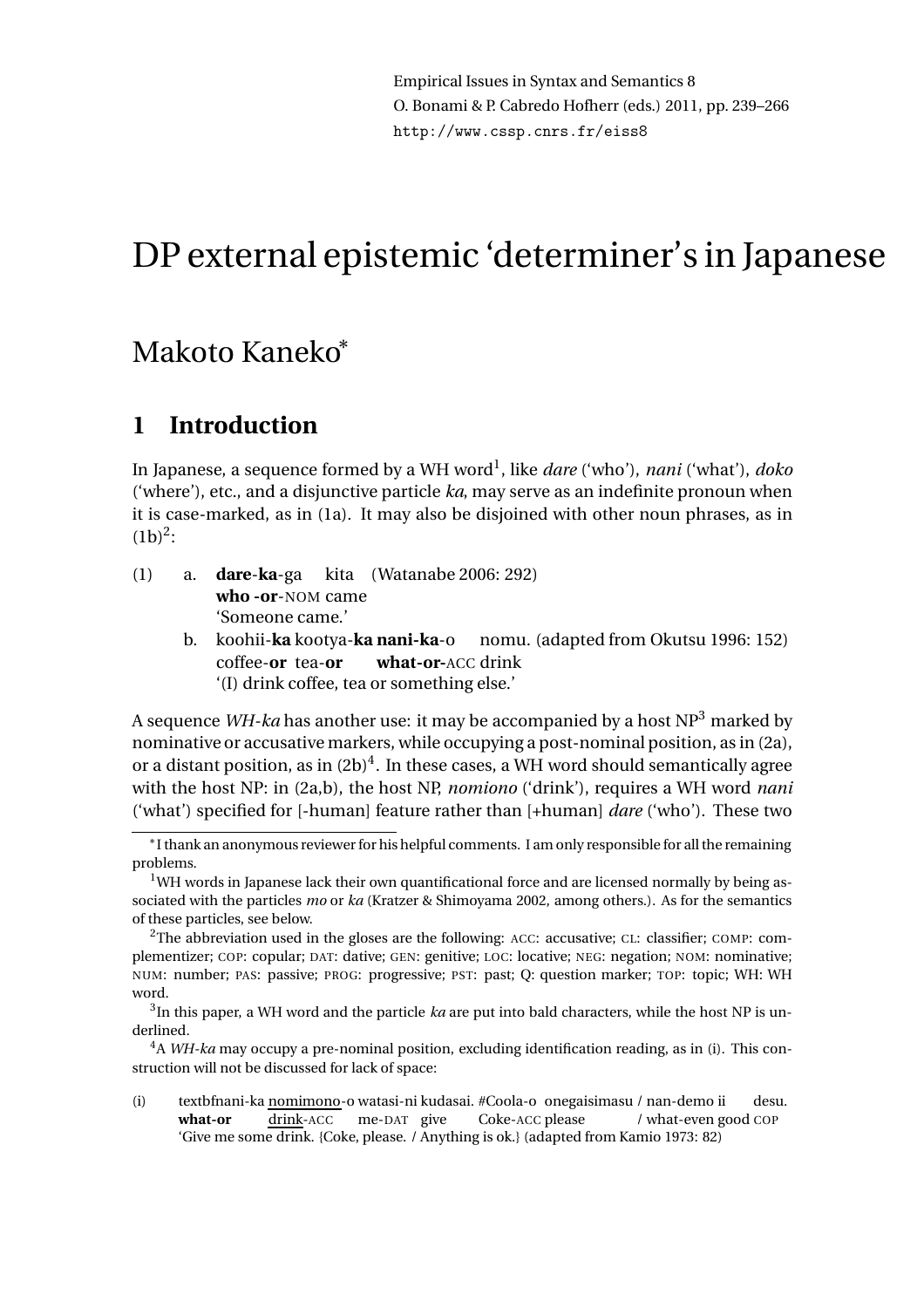Empirical Issues in Syntax and Semantics 8
O. Bonami & P. Cabredo Hofherr (eds.) 2011, pp. 239–266
http://www.cssp.cnrs.fr/eiss8

# DP external epistemic 'determiner's in Japanese

## Makoto Kaneko*

## 1 Introduction

In Japanese, a sequence formed by a WH word[1], like *dare* ('who'), *nani* ('what'), *doko* ('where'), etc., and a disjunctive particle *ka*, may serve as an indefinite pronoun when it is case-marked, as in (1a). It may also be disjoined with other noun phrases, as in (1b)[2]:

(1) a. **dare**-**ka**-ga kita (Watanabe 2006: 292)
**who -or**-NOM came
'Someone came.'

b. koohii-**ka** kootya-**ka nani-ka**-o nomu. (adapted from Okutsu 1996: 152)
coffee-**or** tea-**or** **what-or**-ACC drink
'(I) drink coffee, tea or something else.'

A sequence *WH-ka* has another use: it may be accompanied by a host NP[3] marked by nominative or accusative markers, while occupying a post-nominal position, as in (2a), or a distant position, as in (2b)[4]. In these cases, a WH word should semantically agree with the host NP: in (2a,b), the host NP, *nomiono* ('drink'), requires a WH word *nani* ('what') specified for [-human] feature rather than [+human] *dare* ('who'). These two

---

*I thank an anonymous reviewer for his helpful comments. I am only responsible for all the remaining problems.

[1]WH words in Japanese lack their own quantificational force and are licensed normally by being associated with the particles *mo* or *ka* (Kratzer & Shimoyama 2002, among others.). As for the semantics of these particles, see below.

[2]The abbreviation used in the glosses are the following: ACC: accusative; CL: classifier; COMP: complementizer; COP: copular; DAT: dative; GEN: genitive; LOC: locative; NEG: negation; NOM: nominative; NUM: number; PAS: passive; PROG: progressive; PST: past; Q: question marker; TOP: topic; WH: WH word.

[3]In this paper, a WH word and the particle *ka* are put into bald characters, while the host NP is underlined.

[4]A *WH-ka* may occupy a pre-nominal position, excluding identification reading, as in (i). This construction will not be discussed for lack of space:

(i) textbfnani-ka <u>nomimono</u>-o watasi-ni kudasai. #Coola-o onegaisimasu / nan-demo ii desu.
**what-or** <u>drink</u>-ACC me-DAT give Coke-ACC please / what-even good COP
'Give me some drink. {Coke, please. / Anything is ok.} (adapted from Kamio 1973: 82)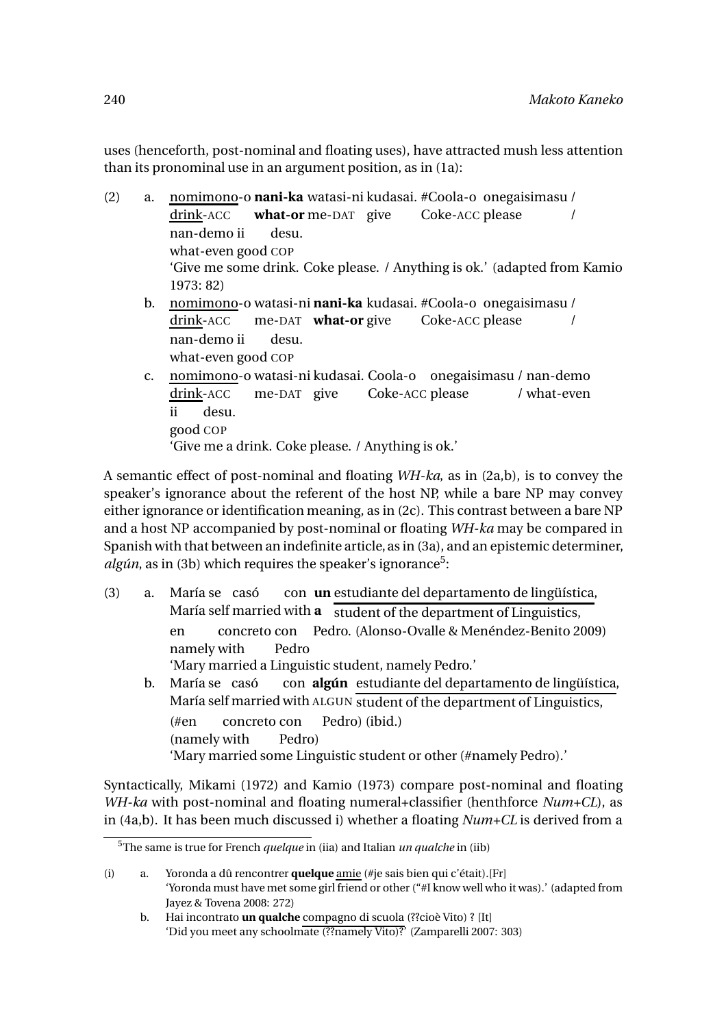uses (henceforth, post-nominal and floating uses), have attracted mush less attention than its pronominal use in an argument position, as in (1a):

(2) a. <u>nomimono</u>-o **nani-ka** watasi-ni kudasai. #Coola-o onegaisimasu / nan-demo ii desu.
<u>drink</u>-ACC **what-or** me-DAT give Coke-ACC please / what-even good COP
'Give me some drink. Coke please. / Anything is ok.' (adapted from Kamio 1973: 82)

b. <u>nomimono</u>-o watasi-ni **nani-ka** kudasai. #Coola-o onegaisimasu / nan-demo ii desu.
<u>drink</u>-ACC me-DAT **what-or** give Coke-ACC please / what-even good COP

c. <u>nomimono</u>-o watasi-ni kudasai. Coola-o onegaisimasu / nan-demo ii desu.
<u>drink</u>-ACC me-DAT give Coke-ACC please / what-even good COP
'Give me a drink. Coke please. / Anything is ok.'

A semantic effect of post-nominal and floating *WH-ka*, as in (2a,b), is to convey the speaker's ignorance about the referent of the host NP, while a bare NP may convey either ignorance or identification meaning, as in (2c). This contrast between a bare NP and a host NP accompanied by post-nominal or floating *WH-ka* may be compared in Spanish with that between an indefinite article, as in (3a), and an epistemic determiner, *algún*, as in (3b) which requires the speaker's ignorance[5]:

(3) a. María se casó con **un** <u>estudiante del departamento de lingüística</u>, en concreto con Pedro. (Alonso-Ovalle & Menéndez-Benito 2009)
María self married with **a** <u>student of the department of Linguistics</u>, namely with Pedro
'Mary married a Linguistic student, namely Pedro.'

b. María se casó con **algún** <u>estudiante del departamento de lingüística</u>, (#en concreto con Pedro) (ibid.)
María self married with ALGUN <u>student of the department of Linguistics</u>, (namely with Pedro)
'Mary married some Linguistic student or other (#namely Pedro).'

Syntactically, Mikami (1972) and Kamio (1973) compare post-nominal and floating *WH-ka* with post-nominal and floating numeral+classifier (henthforce *Num+CL*), as in (4a,b). It has been much discussed i) whether a floating *Num+CL* is derived from a

---

[5] The same is true for French *quelque* in (iia) and Italian *un qualche* in (iib)

(i) a. Yoronda a dû rencontrer **quelque** <u>amie</u> (#je sais bien qui c'était).[Fr]
'Yoronda must have met some girl friend or other ("#I know well who it was).' (adapted from Jayez & Tovena 2008: 272)

b. Hai incontrato **un qualche** <u>compagno di scuola</u> (??cioè Vito) ? [It]
'Did you meet any schoolmate (??namely Vito)?' (Zamparelli 2007: 303)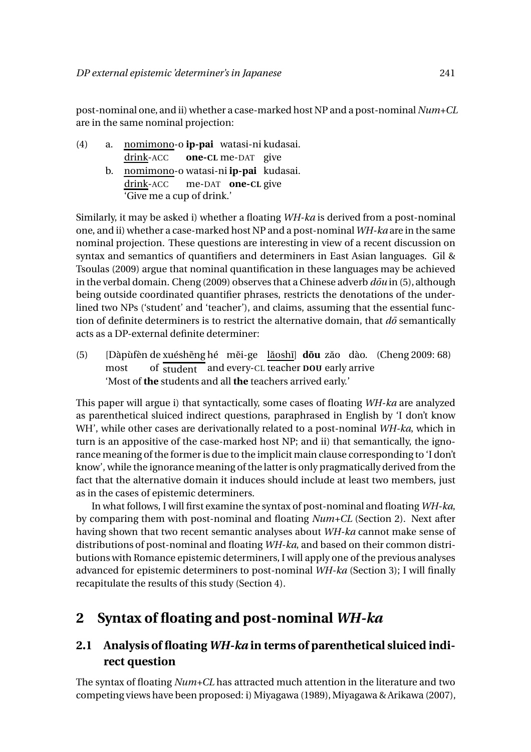post-nominal one, and ii) whether a case-marked host NP and a post-nominal *Num+CL* are in the same nominal projection:

(4) a. <u>nomimono</u>-o **ip-pai** watasi-ni kudasai.
   <u>drink</u>-ACC **one-CL** me-DAT give
 b. <u>nomimono</u>-o watasi-ni **ip-pai** kudasai.
   <u>drink</u>-ACC me-DAT **one-CL** give
   'Give me a cup of drink.'

Similarly, it may be asked i) whether a floating *WH-ka* is derived from a post-nominal one, and ii) whether a case-marked host NP and a post-nominal *WH-ka* are in the same nominal projection. These questions are interesting in view of a recent discussion on syntax and semantics of quantifiers and determiners in East Asian languages. Gil & Tsoulas (2009) argue that nominal quantification in these languages may be achieved in the verbal domain. Cheng (2009) observes that a Chinese adverb *dōu* in (5), although being outside coordinated quantifier phrases, restricts the denotations of the underlined two NPs ('student' and 'teacher'), and claims, assuming that the essential function of definite determiners is to restrict the alternative domain, that *dō* semantically acts as a DP-external definite determiner:

(5) [Dàpùfèn de <u>xuéshēng</u> hé měi-ge <u>lǎoshī</u>] **dōu** zǎo dào. (Cheng 2009: 68)
   most of <u>student</u> and every-CL teacher **DOU** early arrive
   'Most of **the** students and all **the** teachers arrived early.'

This paper will argue i) that syntactically, some cases of floating *WH-ka* are analyzed as parenthetical sluiced indirect questions, paraphrased in English by 'I don't know WH', while other cases are derivationally related to a post-nominal *WH-ka*, which in turn is an appositive of the case-marked host NP; and ii) that semantically, the ignorance meaning of the former is due to the implicit main clause corresponding to 'I don't know', while the ignorance meaning of the latter is only pragmatically derived from the fact that the alternative domain it induces should include at least two members, just as in the cases of epistemic determiners.

In what follows, I will first examine the syntax of post-nominal and floating *WH-ka*, by comparing them with post-nominal and floating *Num+CL* (Section 2). Next after having shown that two recent semantic analyses about *WH-ka* cannot make sense of distributions of post-nominal and floating *WH-ka*, and based on their common distributions with Romance epistemic determiners, I will apply one of the previous analyses advanced for epistemic determiners to post-nominal *WH-ka* (Section 3); I will finally recapitulate the results of this study (Section 4).

## 2 Syntax of floating and post-nominal *WH-ka*

### 2.1 Analysis of floating *WH-ka* in terms of parenthetical sluiced indirect question

The syntax of floating *Num+CL* has attracted much attention in the literature and two competing views have been proposed: i) Miyagawa (1989), Miyagawa & Arikawa (2007),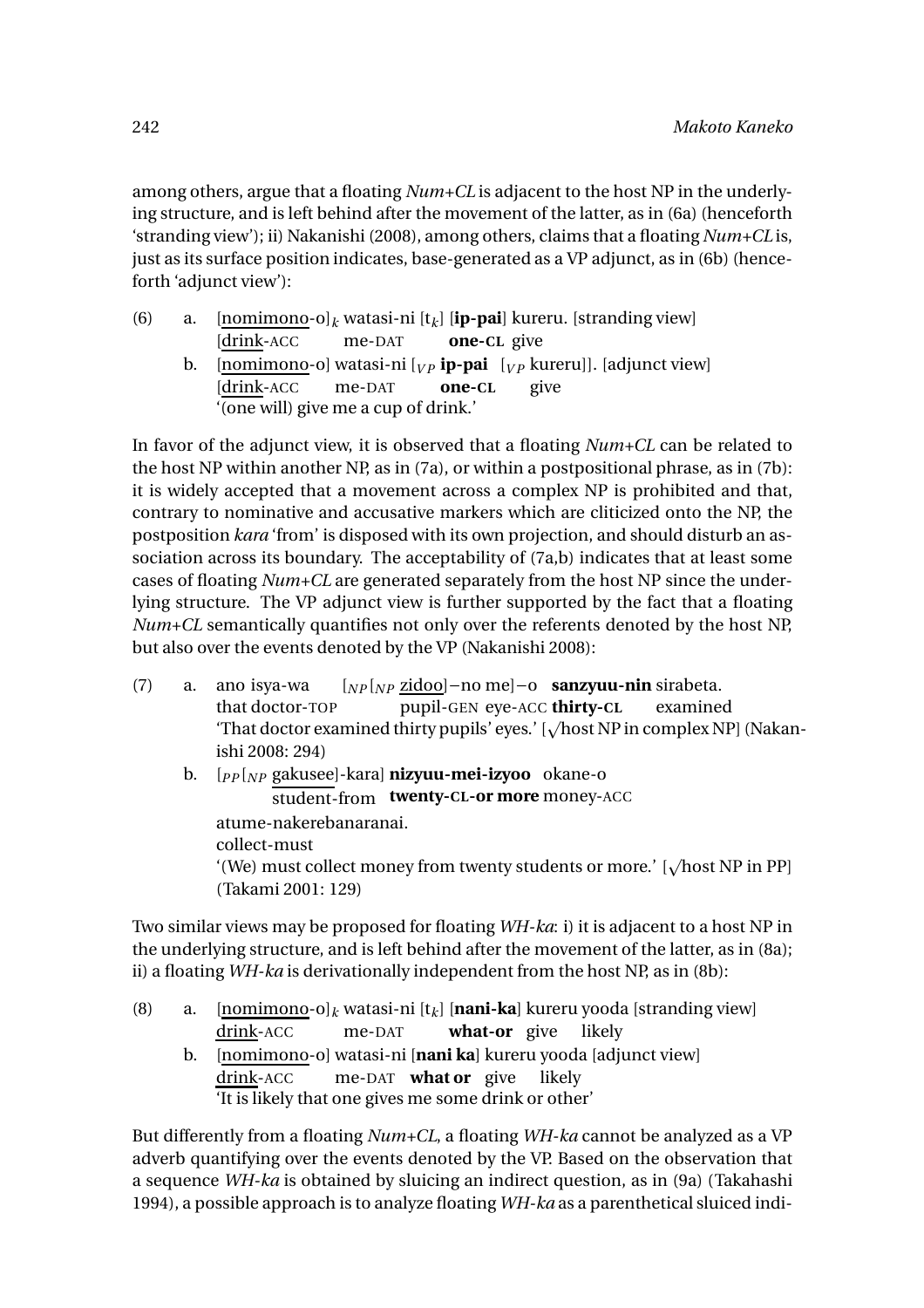among others, argue that a floating *Num+CL* is adjacent to the host NP in the underlying structure, and is left behind after the movement of the latter, as in (6a) (henceforth 'stranding view'); ii) Nakanishi (2008), among others, claims that a floating *Num+CL* is, just as its surface position indicates, base-generated as a VP adjunct, as in (6b) (henceforth 'adjunct view'):

(6) a. [nomimono-o]$_k$ watasi-ni [t$_k$] [**ip-pai**] kureru. [stranding view]
  [drink-ACC  me-DAT  **one-CL** give
 b. [nomimono-o] watasi-ni [$_{VP}$ **ip-pai** [$_{VP}$ kureru]]. [adjunct view]
  [drink-ACC  me-DAT  **one-CL**  give
  '(one will) give me a cup of drink.'

In favor of the adjunct view, it is observed that a floating *Num+CL* can be related to the host NP within another NP, as in (7a), or within a postpositional phrase, as in (7b): it is widely accepted that a movement across a complex NP is prohibited and that, contrary to nominative and accusative markers which are cliticized onto the NP, the postposition *kara* 'from' is disposed with its own projection, and should disturb an association across its boundary. The acceptability of (7a,b) indicates that at least some cases of floating *Num+CL* are generated separately from the host NP since the underlying structure. The VP adjunct view is further supported by the fact that a floating *Num+CL* semantically quantifies not only over the referents denoted by the host NP, but also over the events denoted by the VP (Nakanishi 2008):

(7) a. ano isya-wa [$_{NP}$[$_{NP}$ zidoo]−no me]−o **sanzyuu-nin** sirabeta.
  that doctor-TOP  pupil-GEN eye-ACC **thirty-CL**  examined
  'That doctor examined thirty pupils' eyes.' [√host NP in complex NP] (Nakanishi 2008: 294)
 b. [$_{PP}$[$_{NP}$ gakusee]-kara] **nizyuu-mei-izyoo** okane-o
  student-from **twenty-CL-or more** money-ACC
  atume-nakerebanaranai.
  collect-must
  '(We) must collect money from twenty students or more.' [√host NP in PP] (Takami 2001: 129)

Two similar views may be proposed for floating *WH-ka*: i) it is adjacent to a host NP in the underlying structure, and is left behind after the movement of the latter, as in (8a); ii) a floating *WH-ka* is derivationally independent from the host NP, as in (8b):

(8) a. [nomimono-o]$_k$ watasi-ni [t$_k$] [**nani-ka**] kureru yooda [stranding view]
  drink-ACC  me-DAT  **what-or** give likely
 b. [nomimono-o] watasi-ni [**nani ka**] kureru yooda [adjunct view]
  drink-ACC  me-DAT **what or** give likely
  'It is likely that one gives me some drink or other'

But differently from a floating *Num+CL*, a floating *WH-ka* cannot be analyzed as a VP adverb quantifying over the events denoted by the VP. Based on the observation that a sequence *WH-ka* is obtained by sluicing an indirect question, as in (9a) (Takahashi 1994), a possible approach is to analyze floating *WH-ka* as a parenthetical sluiced indi-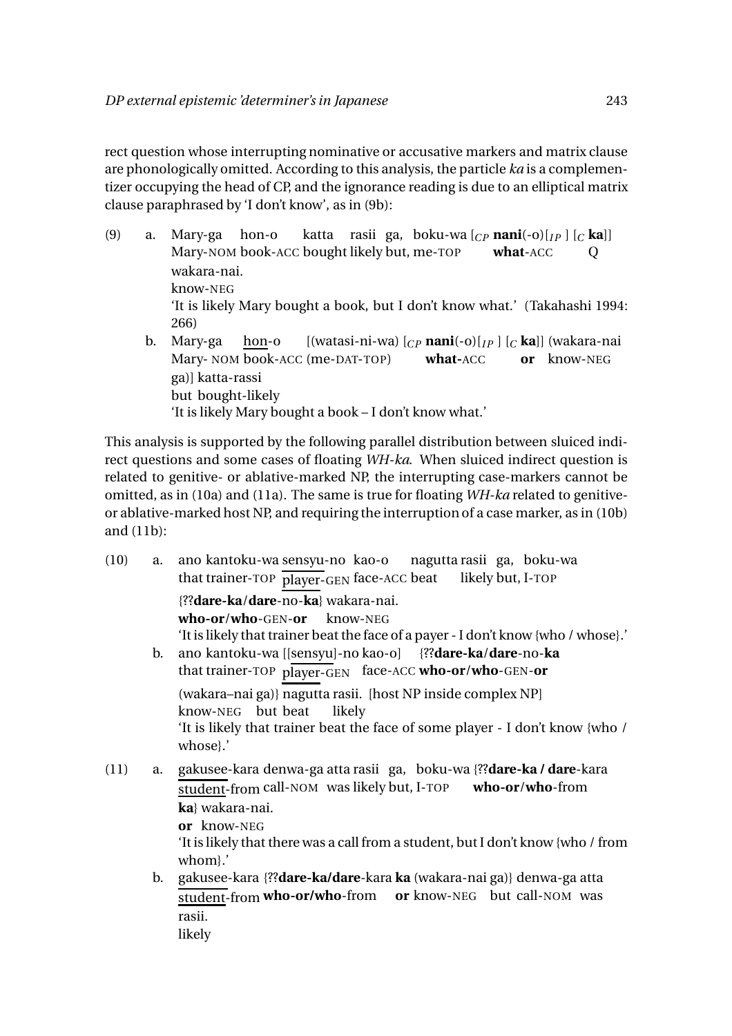rect question whose interrupting nominative or accusative markers and matrix clause are phonologically omitted. According to this analysis, the particle *ka* is a complementizer occupying the head of CP, and the ignorance reading is due to an elliptical matrix clause paraphrased by 'I don't know', as in (9b):

(9) a. Mary-ga hon-o katta rasii ga, boku-wa [$_{CP}$ **nani**(-o)[$_{IP}$ ] [$_{C}$ **ka**]]
Mary-NOM book-ACC bought likely but, me-TOP **what**-ACC Q
wakara-nai.
know-NEG
'It is likely Mary bought a book, but I don't know what.' (Takahashi 1994: 266)

b. Mary-ga <u>hon</u>-o [(watasi-ni-wa) [$_{CP}$ **nani**(-o)[$_{IP}$ ] [$_{C}$ **ka**]] (wakara-nai ga)] katta-rassi
Mary- NOM book-ACC (me-DAT-TOP) **what-**ACC **or** know-NEG but bought-likely
'It is likely Mary bought a book – I don't know what.'

This analysis is supported by the following parallel distribution between sluiced indirect questions and some cases of floating *WH-ka*. When sluiced indirect question is related to genitive- or ablative-marked NP, the interrupting case-markers cannot be omitted, as in (10a) and (11a). The same is true for floating *WH-ka* related to genitive- or ablative-marked host NP, and requiring the interruption of a case marker, as in (10b) and (11b):

(10) a. ano kantoku-wa <u>sensyu</u>-no kao-o nagutta rasii ga, boku-wa {??**dare-ka**/**dare**-no-**ka**} wakara-nai.
that trainer-TOP player-GEN face-ACC beat likely but, I-TOP **who-or/who**-GEN-**or** know-NEG
'It is likely that trainer beat the face of a payer - I don't know {who / whose}.'

b. ano kantoku-wa [[<u>sensyu</u>]-no kao-o] {??**dare-ka**/**dare**-no-**ka** (wakara–nai ga)} nagutta rasii. [host NP inside complex NP]
that trainer-TOP player-GEN face-ACC **who-or/who**-GEN-**or** know-NEG but beat likely
'It is likely that trainer beat the face of some player - I don't know {who / whose}.'

(11) a. <u>gakusee</u>-kara denwa-ga atta rasii ga, boku-wa {??**dare-ka / dare**-kara **ka**} wakara-nai.
student-from call-NOM was likely but, I-TOP **who-or/who**-from **or** know-NEG
'It is likely that there was a call from a student, but I don't know {who / from whom}.'

b. <u>gakusee</u>-kara {??**dare-ka/dare**-kara **ka** (wakara-nai ga)} denwa-ga atta rasii.
student-from **who-or/who**-from **or** know-NEG but call-NOM was likely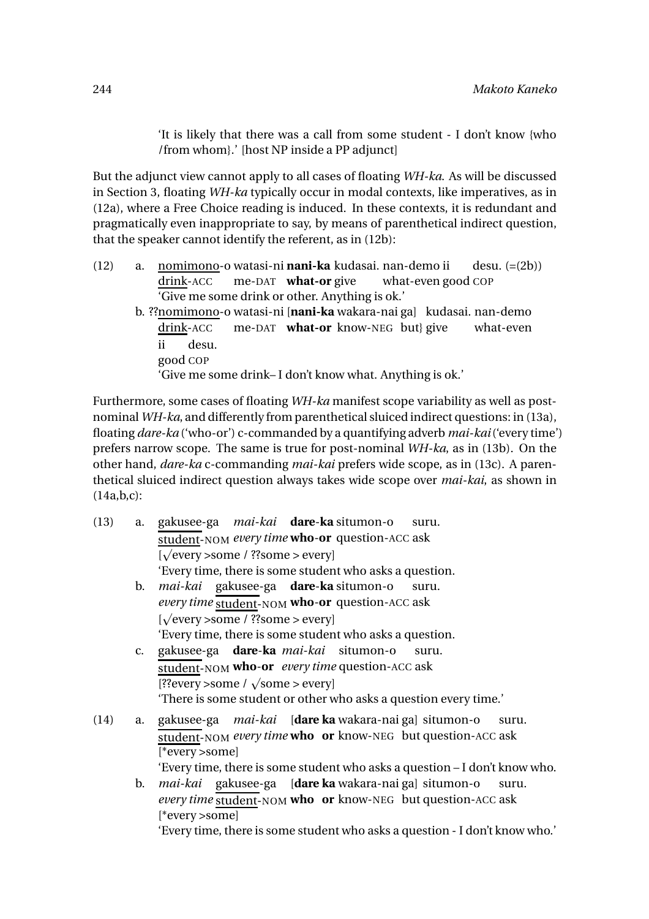'It is likely that there was a call from some student - I don't know {who /from whom}.' [host NP inside a PP adjunct]

But the adjunct view cannot apply to all cases of floating *WH-ka*. As will be discussed in Section 3, floating *WH-ka* typically occur in modal contexts, like imperatives, as in (12a), where a Free Choice reading is induced. In these contexts, it is redundant and pragmatically even inappropriate to say, by means of parenthetical indirect question, that the speaker cannot identify the referent, as in (12b):

(12) a. nomimono-o watasi-ni **nani-ka** kudasai. nan-demo ii desu. (=(2b))
drink-ACC me-DAT **what-or** give what-even good COP
'Give me some drink or other. Anything is ok.'

b. ??nomimono-o watasi-ni [**nani-ka** wakara-nai ga] kudasai. nan-demo ii desu.
drink-ACC me-DAT **what-or** know-NEG but} give what-even good COP
'Give me some drink– I don't know what. Anything is ok.'

Furthermore, some cases of floating *WH-ka* manifest scope variability as well as post-nominal *WH-ka*, and differently from parenthetical sluiced indirect questions: in (13a), floating *dare-ka* ('who-or') c-commanded by a quantifying adverb *mai-kai* ('every time') prefers narrow scope. The same is true for post-nominal *WH-ka*, as in (13b). On the other hand, *dare-ka* c-commanding *mai-kai* prefers wide scope, as in (13c). A parenthetical sluiced indirect question always takes wide scope over *mai-kai*, as shown in (14a,b,c):

(13) a. gakusee-ga *mai-kai* **dare-ka** situmon-o suru.
student-NOM *every time* **who-or** question-ACC ask
[√every >some / ??some > every]
'Every time, there is some student who asks a question.

b. *mai-kai* gakusee-ga **dare-ka** situmon-o suru.
*every time* student-NOM **who-or** question-ACC ask
[√every >some / ??some > every]
'Every time, there is some student who asks a question.

c. gakusee-ga **dare-ka** *mai-kai* situmon-o suru.
student-NOM **who-or** *every time* question-ACC ask
[??every >some / √some > every]
'There is some student or other who asks a question every time.'

(14) a. gakusee-ga *mai-kai* [**dare ka** wakara-nai ga] situmon-o suru.
student-NOM *every time* **who or** know-NEG but question-ACC ask
[*every >some]
'Every time, there is some student who asks a question – I don't know who.

b. *mai-kai* gakusee-ga [**dare ka** wakara-nai ga] situmon-o suru.
*every time* student-NOM **who or** know-NEG but question-ACC ask
[*every >some]
'Every time, there is some student who asks a question - I don't know who.'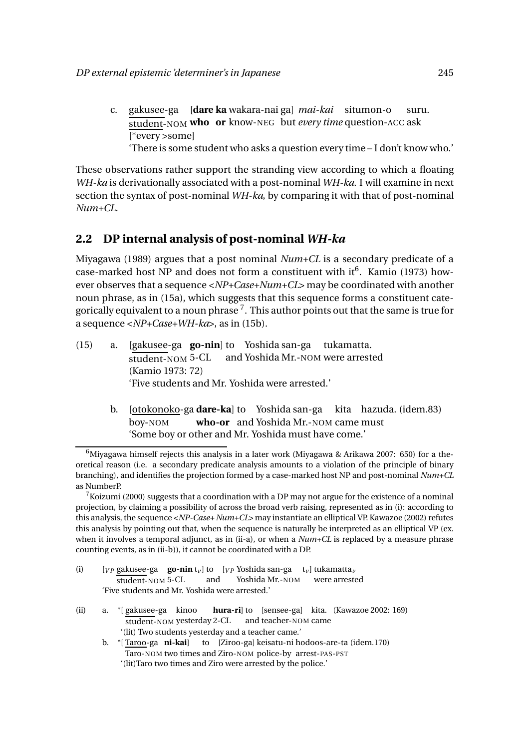c. <u>gakusee</u>-ga [**dare ka** wakara-nai ga] *mai-kai* situmon-o suru.
<u>student</u>-NOM **who or** know-NEG but *every time* question-ACC ask
[*every >some]
'There is some student who asks a question every time – I don't know who.'

These observations rather support the stranding view according to which a floating *WH-ka* is derivationally associated with a post-nominal *WH-ka*. I will examine in next section the syntax of post-nominal *WH-ka*, by comparing it with that of post-nominal *Num+CL*.

## 2.2 DP internal analysis of post-nominal *WH-ka*

Miyagawa (1989) argues that a post nominal *Num+CL* is a secondary predicate of a case-marked host NP and does not form a constituent with it[6]. Kamio (1973) however observes that a sequence <*NP+Case+Num+CL*> may be coordinated with another noun phrase, as in (15a), which suggests that this sequence forms a constituent categorically equivalent to a noun phrase [7]. This author points out that the same is true for a sequence <*NP+Case+WH-ka*>, as in (15b).

(15) a. [<u>gakusee</u>-ga **go-nin**] to Yoshida san-ga tukamatta.
<u>student</u>-NOM 5-CL and Yoshida Mr.-NOM were arrested
(Kamio 1973: 72)
'Five students and Mr. Yoshida were arrested.'

b. [<u>otokonoko</u>-ga **dare-ka**] to Yoshida san-ga kita hazuda. (idem.83)
boy-NOM **who-or** and Yoshida Mr.-NOM came must
'Some boy or other and Mr. Yoshida must have come.'

---

[6] Miyagawa himself rejects this analysis in a later work (Miyagawa & Arikawa 2007: 650) for a theoretical reason (i.e. a secondary predicate analysis amounts to a violation of the principle of binary branching), and identifies the projection formed by a case-marked host NP and post-nominal *Num+CL* as NumberP.

[7] Koizumi (2000) suggests that a coordination with a DP may not argue for the existence of a nominal projection, by claiming a possibility of across the broad verb raising, represented as in (i): according to this analysis, the sequence <*NP-Case+ Num+CL*> may instantiate an elliptical VP. Kawazoe (2002) refutes this analysis by pointing out that, when the sequence is naturally be interpreted as an elliptical VP (ex. when it involves a temporal adjunct, as in (ii-a), or when a *Num+CL* is replaced by a measure phrase counting events, as in (ii-b)), it cannot be coordinated with a DP.

(i) [$_{VP}$ <u>gakusee</u>-ga **go-nin** $t_v$] to [$_{VP}$ Yoshida san-ga $t_v$] tukamatta$_v$
<u>student</u>-NOM 5-CL and Yoshida Mr.-NOM were arrested
'Five students and Mr. Yoshida were arrested.'

(ii) a. *[ <u>gakusee</u>-ga kinoo **hura-ri**] to [sensee-ga] kita. (Kawazoe 2002: 169)
<u>student</u>-NOM yesterday 2-CL and teacher-NOM came
'(lit) Two students yesterday and a teacher came.'

b. *[ <u>Taroo</u>-ga **ni-kai**] to [Ziroo-ga] keisatu-ni hodoos-are-ta (idem.170)
Taro-NOM two times and Ziro-NOM police-by arrest-PAS-PST
'(lit)Taro two times and Ziro were arrested by the police.'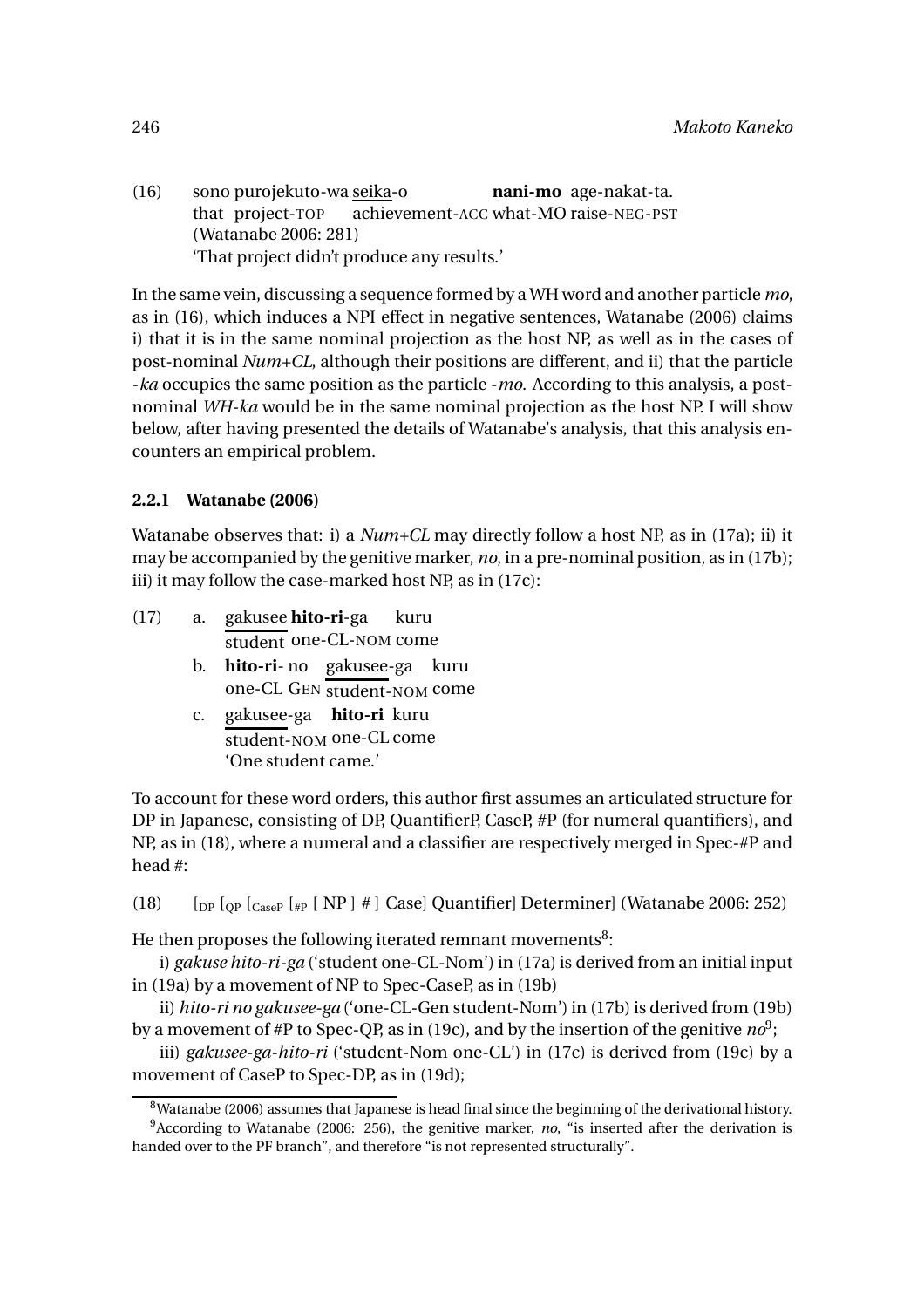(16) sono purojekuto-wa seika-o **nani-mo** age-nakat-ta.
that project-TOP achievement-ACC what-MO raise-NEG-PST
(Watanabe 2006: 281)
'That project didn't produce any results.'

In the same vein, discussing a sequence formed by a WH word and another particle *mo*, as in (16), which induces a NPI effect in negative sentences, Watanabe (2006) claims i) that it is in the same nominal projection as the host NP, as well as in the cases of post-nominal *Num+CL*, although their positions are different, and ii) that the particle *-ka* occupies the same position as the particle *-mo*. According to this analysis, a post-nominal *WH-ka* would be in the same nominal projection as the host NP. I will show below, after having presented the details of Watanabe's analysis, that this analysis encounters an empirical problem.

### 2.2.1 Watanabe (2006)

Watanabe observes that: i) a *Num+CL* may directly follow a host NP, as in (17a); ii) it may be accompanied by the genitive marker, *no*, in a pre-nominal position, as in (17b); iii) it may follow the case-marked host NP, as in (17c):

(17) a. gakusee **hito-ri**-ga kuru
student one-CL-NOM come
b. **hito-ri**- no gakusee-ga kuru
one-CL GEN student-NOM come
c. gakusee-ga **hito-ri** kuru
student-NOM one-CL come
'One student came.'

To account for these word orders, this author first assumes an articulated structure for DP in Japanese, consisting of DP, QuantifierP, CaseP, #P (for numeral quantifiers), and NP, as in (18), where a numeral and a classifier are respectively merged in Spec-#P and head #:

(18) $[_{DP}$ $[_{QP}$ $[_{CaseP}$ $[_{\#P}$ [ NP ] # ] Case] Quantifier] Determiner] (Watanabe 2006: 252)

He then proposes the following iterated remnant movements[8]:

i) *gakuse hito-ri-ga* ('student one-CL-Nom') in (17a) is derived from an initial input in (19a) by a movement of NP to Spec-CaseP, as in (19b)

ii) *hito-ri no gakusee-ga* ('one-CL-Gen student-Nom') in (17b) is derived from (19b) by a movement of #P to Spec-QP, as in (19c), and by the insertion of the genitive *no*[9];

iii) *gakusee-ga-hito-ri* ('student-Nom one-CL') in (17c) is derived from (19c) by a movement of CaseP to Spec-DP, as in (19d);

[8]Watanabe (2006) assumes that Japanese is head final since the beginning of the derivational history.

[9]According to Watanabe (2006: 256), the genitive marker, *no*, "is inserted after the derivation is handed over to the PF branch", and therefore "is not represented structurally".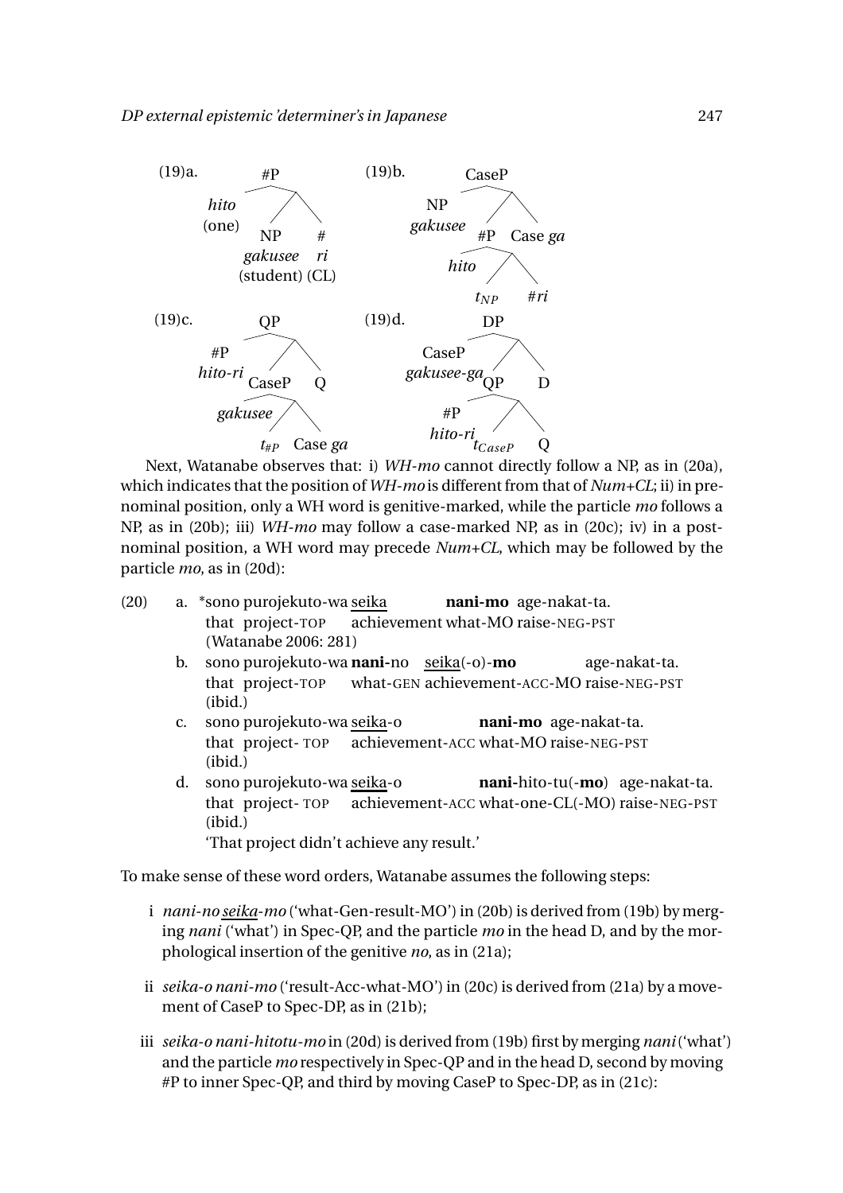(19)a. [#P *hito* (one) [NP *gakusee* (student)] [# *ri* (CL)]]

(19)b. [CaseP [NP *gakusee*] [[#P *hito* [$t_{NP}$ #*ri*]] Case *ga*]]

(19)c. [QP [#P *hito-ri*] [[CaseP *gakusee* [$t_{\#P}$ Case *ga*]] Q]]

(19)d. [DP [CaseP *gakusee-ga*] [[QP [#P *hito-ri*] [$t_{CaseP}$ Q]] D]]

Next, Watanabe observes that: i) *WH-mo* cannot directly follow a NP, as in (20a), which indicates that the position of *WH-mo* is different from that of *Num+CL*; ii) in prenominal position, only a WH word is genitive-marked, while the particle *mo* follows a NP, as in (20b); iii) *WH-mo* may follow a case-marked NP, as in (20c); iv) in a postnominal position, a WH word may precede *Num+CL*, which may be followed by the particle *mo*, as in (20d):

(20) a. \*sono purojekuto-wa seika **nani-mo** age-nakat-ta.
that project-TOP achievement what-MO raise-NEG-PST
(Watanabe 2006: 281)

b. sono purojekuto-wa **nani**-no seika(-o)-**mo** age-nakat-ta.
that project-TOP what-GEN achievement-ACC-MO raise-NEG-PST
(ibid.)

c. sono purojekuto-wa seika-o **nani-mo** age-nakat-ta.
that project- TOP achievement-ACC what-MO raise-NEG-PST
(ibid.)

d. sono purojekuto-wa seika-o **nani**-hito-tu(-**mo**) age-nakat-ta.
that project- TOP achievement-ACC what-one-CL(-MO) raise-NEG-PST
(ibid.)
'That project didn't achieve any result.'

To make sense of these word orders, Watanabe assumes the following steps:

i *nani-no seika-mo* ('what-Gen-result-MO') in (20b) is derived from (19b) by merging *nani* ('what') in Spec-QP, and the particle *mo* in the head D, and by the morphological insertion of the genitive *no*, as in (21a);

ii *seika-o nani-mo* ('result-Acc-what-MO') in (20c) is derived from (21a) by a movement of CaseP to Spec-DP, as in (21b);

iii *seika-o nani-hitotu-mo* in (20d) is derived from (19b) first by merging *nani* ('what') and the particle *mo* respectively in Spec-QP and in the head D, second by moving #P to inner Spec-QP, and third by moving CaseP to Spec-DP, as in (21c):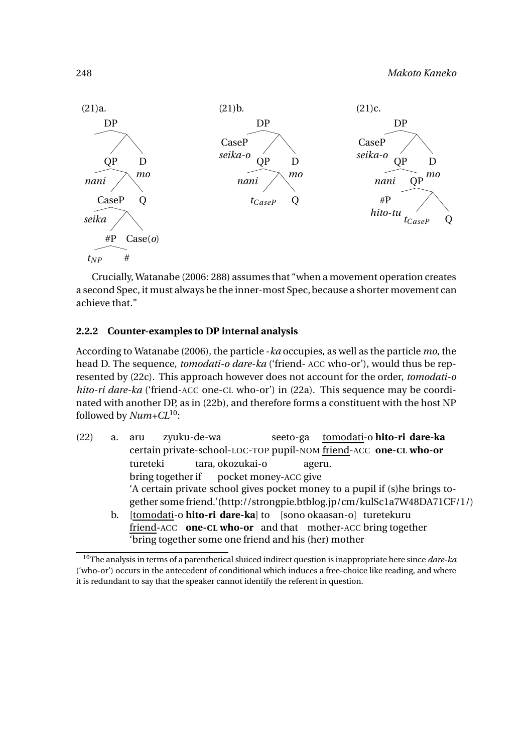(21)a.

```
              DP
            /    \
          QP      D
        /    \    mo
     nani    /  \
          CaseP   Q
         /    \
      seika   /  \
            #P   Case(o)
           /  \
        t_NP   #
```

(21)b.

```
              DP
            /    \
       CaseP      \
       seika-o   /  \
               QP    D
             /   \   mo
          nani   /  \
              t_CaseP  Q
```

(21)c.

```
              DP
            /    \
       CaseP      \
       seika-o   /  \
               QP    D
             /   \   mo
          nani    QP
                 /   \
               #P     \
             hito-tu  /  \
                   t_CaseP  Q
```

Crucially, Watanabe (2006: 288) assumes that "when a movement operation creates a second Spec, it must always be the inner-most Spec, because a shorter movement can achieve that."

### 2.2.2 Counter-examples to DP internal analysis

According to Watanabe (2006), the particle *-ka* occupies, as well as the particle *mo*, the head D. The sequence, *tomodati-o dare-ka* ('friend- ACC who-or'), would thus be represented by (22c). This approach however does not account for the order, *tomodati-o hito-ri dare-ka* ('friend-ACC one-CL who-or') in (22a). This sequence may be coordinated with another DP, as in (22b), and therefore forms a constituent with the host NP followed by *Num+CL*[10]:

(22) a. aru zyuku-de-wa seeto-ga <u>tomodati</u>-o **hito-ri dare-ka**
certain private-school-LOC-TOP pupil-NOM <u>friend</u>-ACC **one-CL who-or**
tureteki tara, okozukai-o ageru.
bring together if pocket money-ACC give
'A certain private school gives pocket money to a pupil if (s)he brings together some friend.'(http://strongpie.btblog.jp/cm/kulSc1a7W48DA71CF/1/)

b. [<u>tomodati</u>-o **hito-ri dare-ka**] to [sono okaasan-o] turetekuru
<u>friend</u>-ACC **one-CL who-or** and that mother-ACC bring together
'bring together some one friend and his (her) mother

[10] The analysis in terms of a parenthetical sluiced indirect question is inappropriate here since *dare-ka* ('who-or') occurs in the antecedent of conditional which induces a free-choice like reading, and where it is redundant to say that the speaker cannot identify the referent in question.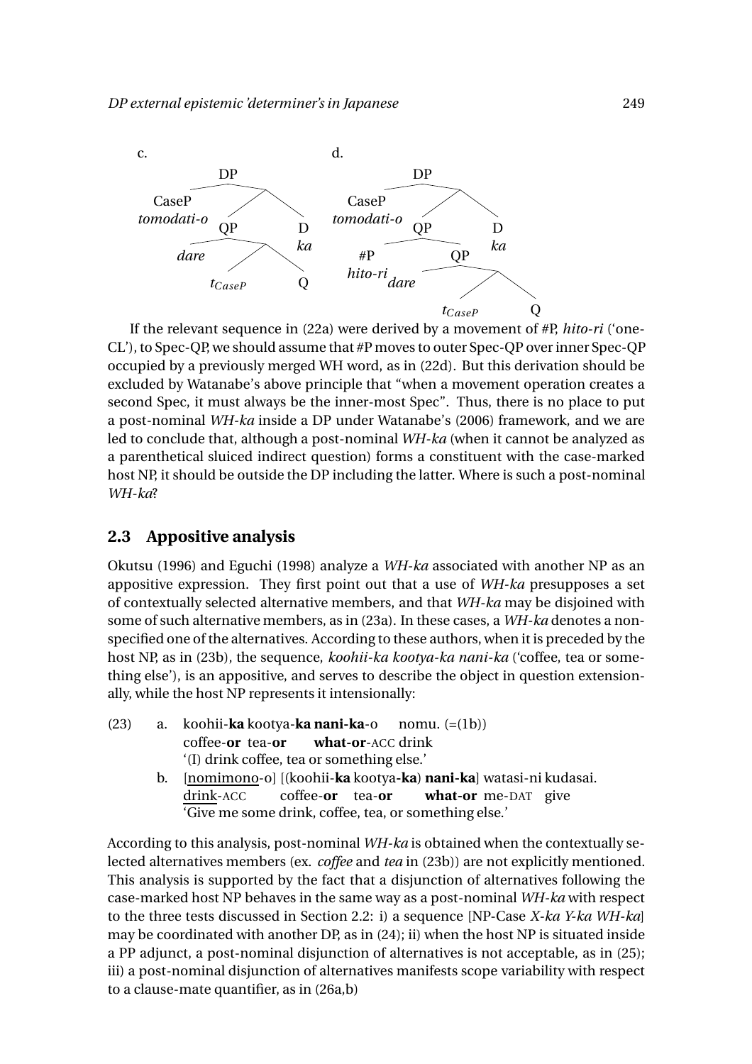c.

```
              DP
       /            \
  CaseP              /\
  tomodati-o       QP    D
                  /  \   ka
              dare    /\
                 t_CaseP  Q
```

d.

```
              DP
       /            \
  CaseP              /\
  tomodati-o       QP    D
                  /  \   ka
               #P     QP
            hito-ri  /  \
                 dare    /\
                    t_CaseP  Q
```

If the relevant sequence in (22a) were derived by a movement of #P, *hito-ri* ('one-CL'), to Spec-QP, we should assume that #P moves to outer Spec-QP over inner Spec-QP occupied by a previously merged WH word, as in (22d). But this derivation should be excluded by Watanabe's above principle that "when a movement operation creates a second Spec, it must always be the inner-most Spec". Thus, there is no place to put a post-nominal *WH-ka* inside a DP under Watanabe's (2006) framework, and we are led to conclude that, although a post-nominal *WH-ka* (when it cannot be analyzed as a parenthetical sluiced indirect question) forms a constituent with the case-marked host NP, it should be outside the DP including the latter. Where is such a post-nominal *WH-ka*?

## 2.3 Appositive analysis

Okutsu (1996) and Eguchi (1998) analyze a *WH-ka* associated with another NP as an appositive expression. They first point out that a use of *WH-ka* presupposes a set of contextually selected alternative members, and that *WH-ka* may be disjoined with some of such alternative members, as in (23a). In these cases, a *WH-ka* denotes a non-specified one of the alternatives. According to these authors, when it is preceded by the host NP, as in (23b), the sequence, *koohii-ka kootya-ka nani-ka* ('coffee, tea or something else'), is an appositive, and serves to describe the object in question extensionally, while the host NP represents it intensionally:

(23) a. koohii-**ka** kootya-**ka** **nani-ka**-o nomu. (=(1b))
coffee-**or** tea-**or** **what-or**-ACC drink
'(I) drink coffee, tea or something else.'

b. [<u>nomimono</u>-o] [(koohii-**ka** kootya-**ka**) **nani-ka**] watasi-ni kudasai.
<u>drink</u>-ACC coffee-**or** tea-**or** **what-or** me-DAT give
'Give me some drink, coffee, tea, or something else.'

According to this analysis, post-nominal *WH-ka* is obtained when the contextually selected alternatives members (ex. *coffee* and *tea* in (23b)) are not explicitly mentioned. This analysis is supported by the fact that a disjunction of alternatives following the case-marked host NP behaves in the same way as a post-nominal *WH-ka* with respect to the three tests discussed in Section 2.2: i) a sequence [NP-Case *X-ka Y-ka WH-ka*] may be coordinated with another DP, as in (24); ii) when the host NP is situated inside a PP adjunct, a post-nominal disjunction of alternatives is not acceptable, as in (25); iii) a post-nominal disjunction of alternatives manifests scope variability with respect to a clause-mate quantifier, as in (26a,b)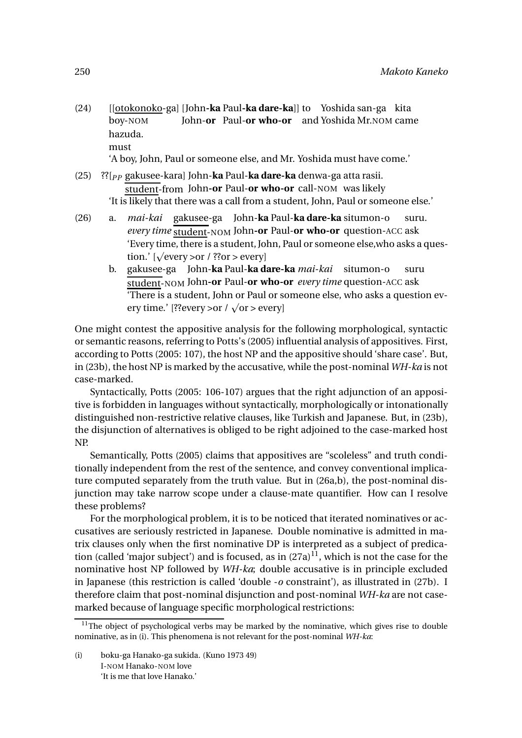(24) [[<u>otokonoko</u>-ga] [John-**ka** Paul-**ka dare-ka**]] to Yoshida san-ga kita
boy-NOM John-**or** Paul-**or who-or** and Yoshida Mr.NOM came
hazuda.
must
'A boy, John, Paul or someone else, and Mr. Yoshida must have come.'

(25) ??[$_{PP}$ <u>gakusee</u>-kara] John-**ka** Paul-**ka dare-ka** denwa-ga atta rasii.
<u>student</u>-from John-**or** Paul-**or who-or** call-NOM was likely
'It is likely that there was a call from a student, John, Paul or someone else.'

(26) a. *mai-kai* <u>gakusee</u>-ga John-**ka** Paul-**ka dare-ka** situmon-o suru.
*every time* <u>student</u>-NOM John-**or** Paul-**or who-or** question-ACC ask
'Every time, there is a student, John, Paul or someone else,who asks a question.' [√every >or / ??or > every]

b. <u>gakusee</u>-ga John-**ka** Paul-**ka dare-ka** *mai-kai* situmon-o suru
<u>student</u>-NOM John-**or** Paul-**or who-or** *every time* question-ACC ask
'There is a student, John or Paul or someone else, who asks a question every time.' [??every >or / √or > every]

One might contest the appositive analysis for the following morphological, syntactic or semantic reasons, referring to Potts's (2005) influential analysis of appositives. First, according to Potts (2005: 107), the host NP and the appositive should 'share case'. But, in (23b), the host NP is marked by the accusative, while the post-nominal *WH-ka* is not case-marked.

Syntactically, Potts (2005: 106-107) argues that the right adjunction of an appositive is forbidden in languages without syntactically, morphologically or intonationally distinguished non-restrictive relative clauses, like Turkish and Japanese. But, in (23b), the disjunction of alternatives is obliged to be right adjoined to the case-marked host NP.

Semantically, Potts (2005) claims that appositives are "scoleless" and truth conditionally independent from the rest of the sentence, and convey conventional implicature computed separately from the truth value. But in (26a,b), the post-nominal disjunction may take narrow scope under a clause-mate quantifier. How can I resolve these problems?

For the morphological problem, it is to be noticed that iterated nominatives or accusatives are seriously restricted in Japanese. Double nominative is admitted in matrix clauses only when the first nominative DP is interpreted as a subject of predication (called 'major subject') and is focused, as in (27a)[11], which is not the case for the nominative host NP followed by *WH-ka*; double accusative is in principle excluded in Japanese (this restriction is called 'double *-o* constraint'), as illustrated in (27b). I therefore claim that post-nominal disjunction and post-nominal *WH-ka* are not case-marked because of language specific morphological restrictions:

[11] The object of psychological verbs may be marked by the nominative, which gives rise to double nominative, as in (i). This phenomena is not relevant for the post-nominal *WH-ka*:

(i) boku-ga Hanako-ga sukida. (Kuno 1973 49)
I-NOM Hanako-NOM love
'It is me that love Hanako.'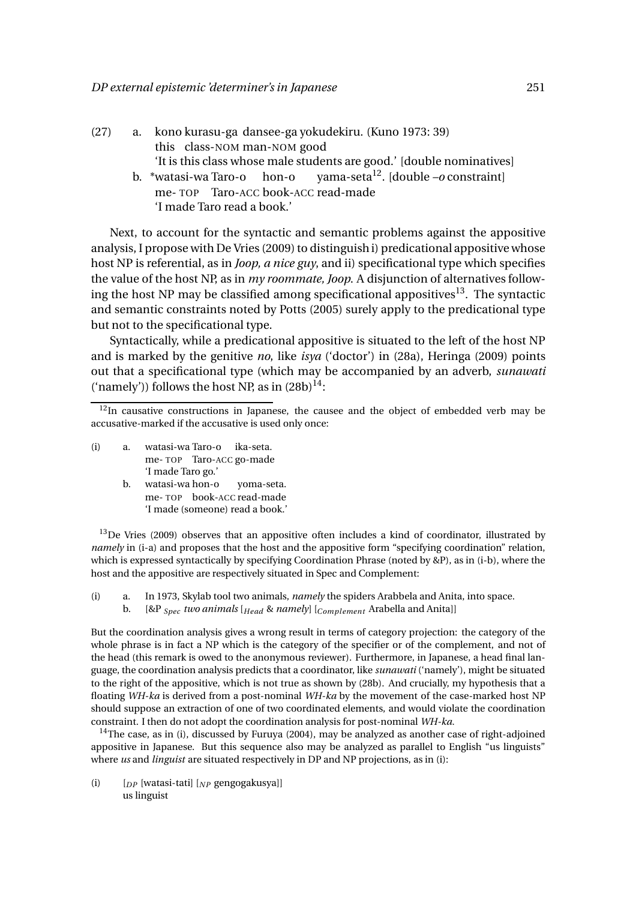(27) a. kono kurasu-ga dansee-ga yokudekiru. (Kuno 1973: 39)
this class-NOM man-NOM good
'It is this class whose male students are good.' [double nominatives]

b. *watasi-wa Taro-o hon-o yama-seta[12]. [double –*o* constraint]
me- TOP Taro-ACC book-ACC read-made
'I made Taro read a book.'

Next, to account for the syntactic and semantic problems against the appositive analysis, I propose with De Vries (2009) to distinguish i) predicational appositive whose host NP is referential, as in *Joop, a nice guy*, and ii) specificational type which specifies the value of the host NP, as in *my roommate, Joop*. A disjunction of alternatives following the host NP may be classified among specificational appositives[13]. The syntactic and semantic constraints noted by Potts (2005) surely apply to the predicational type but not to the specificational type.

Syntactically, while a predicational appositive is situated to the left of the host NP and is marked by the genitive *no*, like *isya* ('doctor') in (28a), Heringa (2009) points out that a specificational type (which may be accompanied by an adverb, *sunawati* ('namely')) follows the host NP, as in (28b)[14]:

---

[12]In causative constructions in Japanese, the causee and the object of embedded verb may be accusative-marked if the accusative is used only once:

(i) a. watasi-wa Taro-o ika-seta.
me- TOP Taro-ACC go-made
'I made Taro go.'

b. watasi-wa hon-o yoma-seta.
me- TOP book-ACC read-made
'I made (someone) read a book.'

[13]De Vries (2009) observes that an appositive often includes a kind of coordinator, illustrated by *namely* in (i-a) and proposes that the host and the appositive form "specifying coordination" relation, which is expressed syntactically by specifying Coordination Phrase (noted by &P), as in (i-b), where the host and the appositive are respectively situated in Spec and Complement:

(i) a. In 1973, Skylab tool two animals, *namely* the spiders Arabbela and Anita, into space.

b. [&P $_{Spec}$ *two animals* [$_{Head}$ & *namely*] [$_{Complement}$ Arabella and Anita]]

But the coordination analysis gives a wrong result in terms of category projection: the category of the whole phrase is in fact a NP which is the category of the specifier or of the complement, and not of the head (this remark is owed to the anonymous reviewer). Furthermore, in Japanese, a head final language, the coordination analysis predicts that a coordinator, like *sunawati* ('namely'), might be situated to the right of the appositive, which is not true as shown by (28b). And crucially, my hypothesis that a floating *WH-ka* is derived from a post-nominal *WH-ka* by the movement of the case-marked host NP should suppose an extraction of one of two coordinated elements, and would violate the coordination constraint. I then do not adopt the coordination analysis for post-nominal *WH-ka*.

[14]The case, as in (i), discussed by Furuya (2004), may be analyzed as another case of right-adjoined appositive in Japanese. But this sequence also may be analyzed as parallel to English "us linguists" where *us* and *linguist* are situated respectively in DP and NP projections, as in (i):

(i) [$_{DP}$ [watasi-tati] [$_{NP}$ gengogakusya]]
us linguist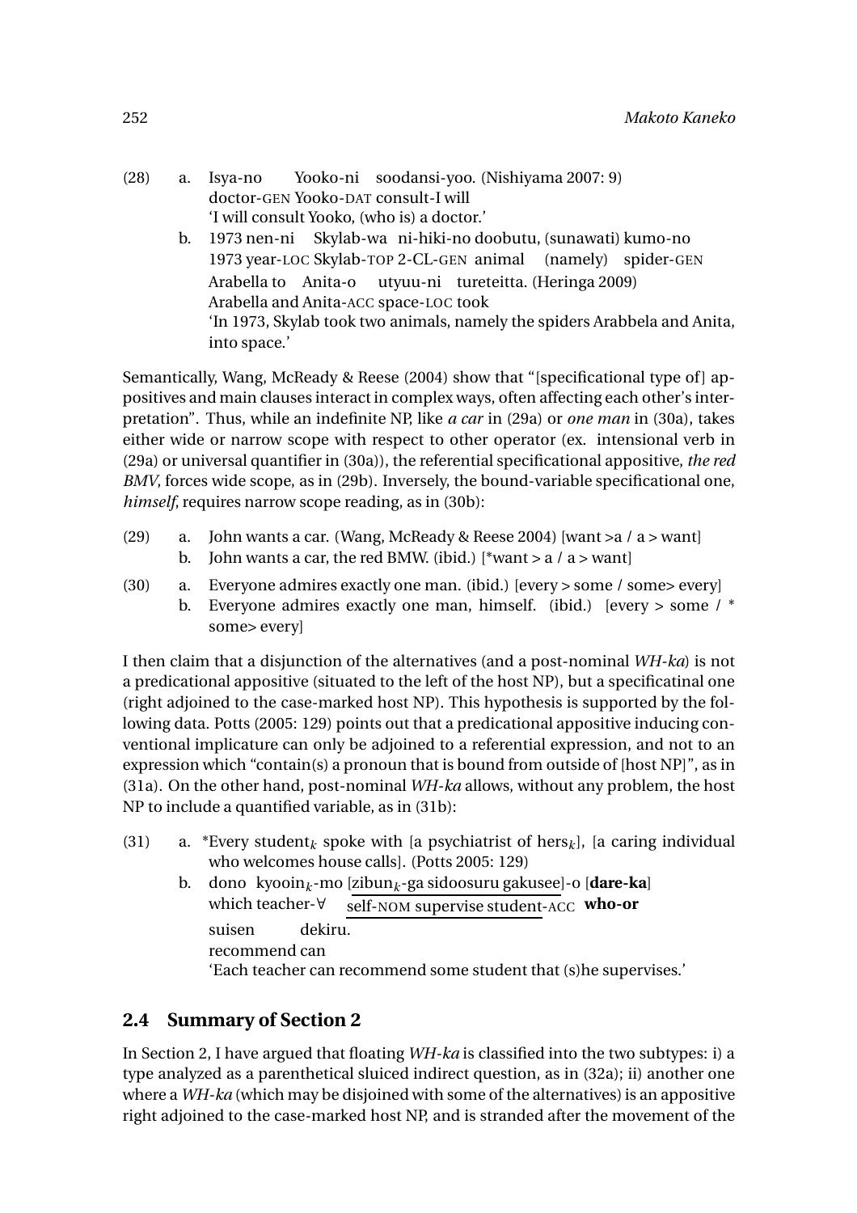(28) a. Isya-no Yooko-ni soodansi-yoo. (Nishiyama 2007: 9)
doctor-GEN Yooko-DAT consult-I will
'I will consult Yooko, (who is) a doctor.'

b. 1973 nen-ni Skylab-wa ni-hiki-no doobutu, (sunawati) kumo-no
1973 year-LOC Skylab-TOP 2-CL-GEN animal (namely) spider-GEN
Arabella to Anita-o utyuu-ni tureteitta. (Heringa 2009)
Arabella and Anita-ACC space-LOC took
'In 1973, Skylab took two animals, namely the spiders Arabbela and Anita, into space.'

Semantically, Wang, McReady & Reese (2004) show that "[specificational type of] appositives and main clauses interact in complex ways, often affecting each other's interpretation". Thus, while an indefinite NP, like *a car* in (29a) or *one man* in (30a), takes either wide or narrow scope with respect to other operator (ex. intensional verb in (29a) or universal quantifier in (30a)), the referential specificational appositive, *the red BMV*, forces wide scope, as in (29b). Inversely, the bound-variable specificational one, *himself*, requires narrow scope reading, as in (30b):

(29) a. John wants a car. (Wang, McReady & Reese 2004) [want >a / a > want]
b. John wants a car, the red BMW. (ibid.) [*want > a / a > want]

(30) a. Everyone admires exactly one man. (ibid.) [every > some / some> every]
b. Everyone admires exactly one man, himself. (ibid.) [every > some / * some> every]

I then claim that a disjunction of the alternatives (and a post-nominal *WH-ka*) is not a predicational appositive (situated to the left of the host NP), but a specificatinal one (right adjoined to the case-marked host NP). This hypothesis is supported by the following data. Potts (2005: 129) points out that a predicational appositive inducing conventional implicature can only be adjoined to a referential expression, and not to an expression which "contain(s) a pronoun that is bound from outside of [host NP]", as in (31a). On the other hand, post-nominal *WH-ka* allows, without any problem, the host NP to include a quantified variable, as in (31b):

(31) a. *Every student$_k$ spoke with [a psychiatrist of hers$_k$], [a caring individual who welcomes house calls]. (Potts 2005: 129)

b. dono kyooin$_k$-mo [zibun$_k$-ga sidoosuru gakusee]-o [**dare-ka**]
which teacher-∀ self-NOM supervise student-ACC **who-or**
suisen dekiru.
recommend can
'Each teacher can recommend some student that (s)he supervises.'

## 2.4 Summary of Section 2

In Section 2, I have argued that floating *WH-ka* is classified into the two subtypes: i) a type analyzed as a parenthetical sluiced indirect question, as in (32a); ii) another one where a *WH-ka* (which may be disjoined with some of the alternatives) is an appositive right adjoined to the case-marked host NP, and is stranded after the movement of the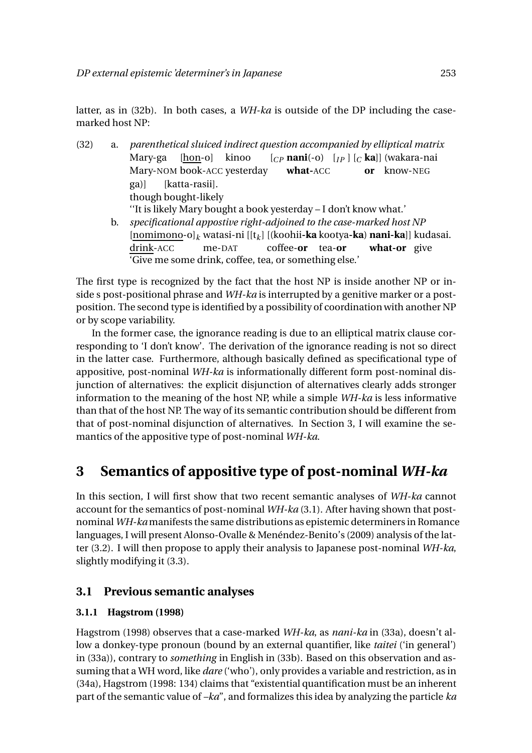latter, as in (32b). In both cases, a *WH-ka* is outside of the DP including the case-marked host NP:

(32) a. *parenthetical sluiced indirect question accompanied by elliptical matrix*
Mary-ga [hon-o] kinoo [$_{CP}$ **nani**(-o) [$_{IP}$ ] [$_{C}$ **ka**]] (wakara-nai
Mary-NOM book-ACC yesterday **what-**ACC **or** know-NEG
ga)] [katta-rasii].
though bought-likely
''It is likely Mary bought a book yesterday – I don't know what.'

b. *specificational appostive right-adjoined to the case-marked host NP*
[nomimono-o]$_k$ watasi-ni [[t$_k$] [(koohii-**ka** kootya-**ka**) **nani-ka**]] kudasai.
drink-ACC me-DAT coffee-**or** tea-**or** **what-or** give
'Give me some drink, coffee, tea, or something else.'

The first type is recognized by the fact that the host NP is inside another NP or inside s post-positional phrase and *WH-ka* is interrupted by a genitive marker or a post-position. The second type is identified by a possibility of coordination with another NP or by scope variability.

In the former case, the ignorance reading is due to an elliptical matrix clause corresponding to 'I don't know'. The derivation of the ignorance reading is not so direct in the latter case. Furthermore, although basically defined as specificational type of appositive, post-nominal *WH-ka* is informationally different form post-nominal disjunction of alternatives: the explicit disjunction of alternatives clearly adds stronger information to the meaning of the host NP, while a simple *WH-ka* is less informative than that of the host NP. The way of its semantic contribution should be different from that of post-nominal disjunction of alternatives. In Section 3, I will examine the semantics of the appositive type of post-nominal *WH-ka*.

## 3 Semantics of appositive type of post-nominal *WH-ka*

In this section, I will first show that two recent semantic analyses of *WH-ka* cannot account for the semantics of post-nominal *WH-ka* (3.1). After having shown that post-nominal *WH-ka* manifests the same distributions as epistemic determiners in Romance languages, I will present Alonso-Ovalle & Menéndez-Benito's (2009) analysis of the latter (3.2). I will then propose to apply their analysis to Japanese post-nominal *WH-ka*, slightly modifying it (3.3).

### 3.1 Previous semantic analyses

#### 3.1.1 Hagstrom (1998)

Hagstrom (1998) observes that a case-marked *WH-ka*, as *nani-ka* in (33a), doesn't allow a donkey-type pronoun (bound by an external quantifier, like *taitei* ('in general') in (33a)), contrary to *something* in English in (33b). Based on this observation and assuming that a WH word, like *dare* ('who'), only provides a variable and restriction, as in (34a), Hagstrom (1998: 134) claims that "existential quantification must be an inherent part of the semantic value of –*ka*", and formalizes this idea by analyzing the particle *ka*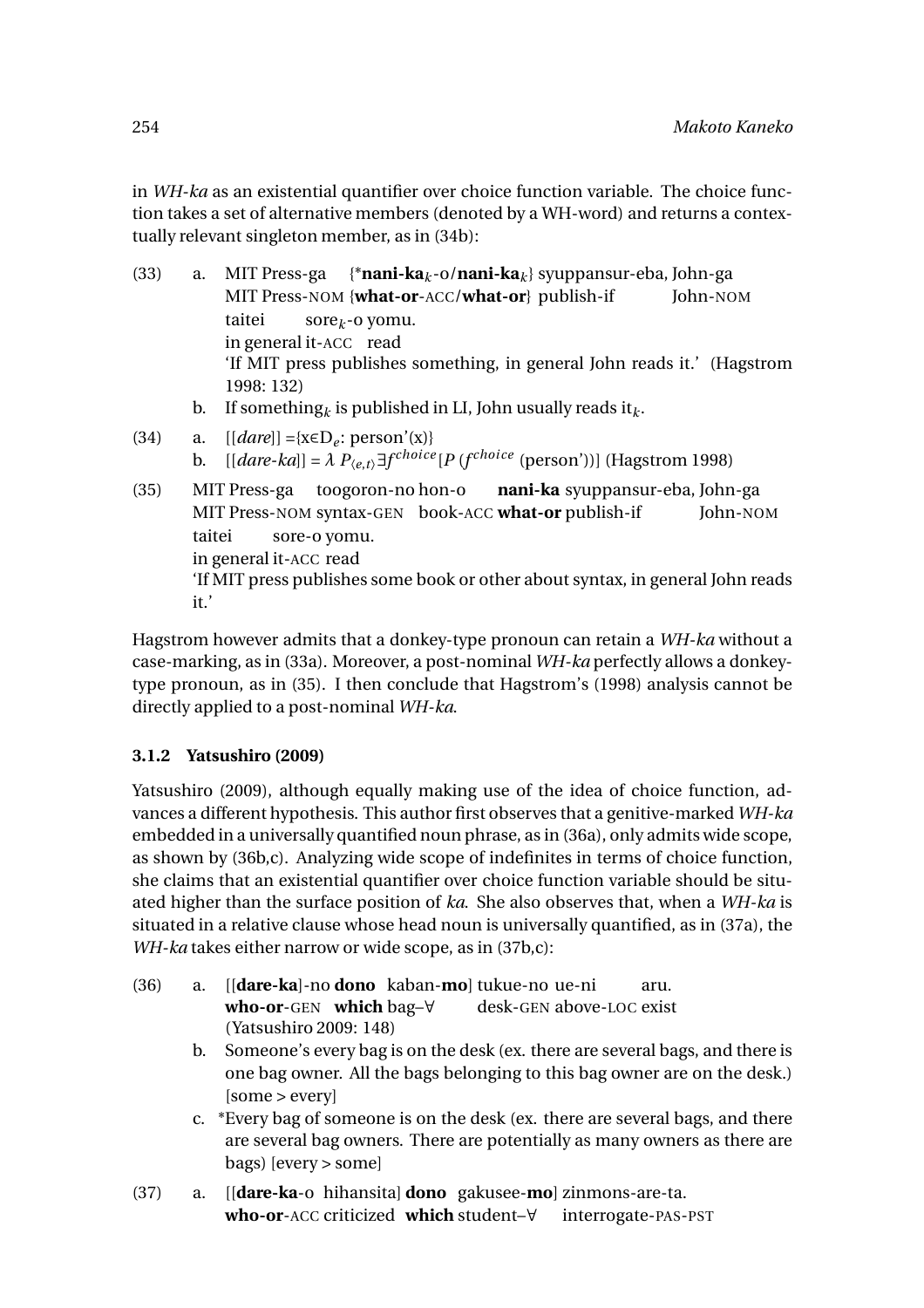in *WH-ka* as an existential quantifier over choice function variable. The choice function takes a set of alternative members (denoted by a WH-word) and returns a contextually relevant singleton member, as in (34b):

(33) a. MIT Press-ga {***nani-ka**$_k$-o/**nani-ka**$_k$} syuppansur-eba, John-ga
MIT Press-NOM {**what-or**-ACC/**what-or**} publish-if John-NOM
taitei sore$_k$-o yomu.
in general it-ACC read
'If MIT press publishes something, in general John reads it.' (Hagstrom 1998: 132)

b. If something$_k$ is published in LI, John usually reads it$_k$.

(34) a. [[*dare*]] ={x∈D$_e$: person'(x)}

b. [[*dare-ka*]] = $\lambda P_{\langle e,t\rangle} \exists f^{choice}[P\,(f^{choice}$ (person'))] (Hagstrom 1998)

(35) MIT Press-ga toogoron-no hon-o **nani-ka** syuppansur-eba, John-ga
MIT Press-NOM syntax-GEN book-ACC **what-or** publish-if John-NOM
taitei sore-o yomu.
in general it-ACC read
'If MIT press publishes some book or other about syntax, in general John reads it.'

Hagstrom however admits that a donkey-type pronoun can retain a *WH-ka* without a case-marking, as in (33a). Moreover, a post-nominal *WH-ka* perfectly allows a donkey-type pronoun, as in (35). I then conclude that Hagstrom's (1998) analysis cannot be directly applied to a post-nominal *WH-ka*.

### 3.1.2 Yatsushiro (2009)

Yatsushiro (2009), although equally making use of the idea of choice function, advances a different hypothesis. This author first observes that a genitive-marked *WH-ka* embedded in a universally quantified noun phrase, as in (36a), only admits wide scope, as shown by (36b,c). Analyzing wide scope of indefinites in terms of choice function, she claims that an existential quantifier over choice function variable should be situated higher than the surface position of *ka*. She also observes that, when a *WH-ka* is situated in a relative clause whose head noun is universally quantified, as in (37a), the *WH-ka* takes either narrow or wide scope, as in (37b,c):

(36) a. [[**dare-ka**]-no **dono** kaban-**mo**] tukue-no ue-ni aru.
**who-or**-GEN **which** bag–∀ desk-GEN above-LOC exist
(Yatsushiro 2009: 148)

b. Someone's every bag is on the desk (ex. there are several bags, and there is one bag owner. All the bags belonging to this bag owner are on the desk.) [some > every]

c. *Every bag of someone is on the desk (ex. there are several bags, and there are several bag owners. There are potentially as many owners as there are bags) [every > some]

(37) a. [[**dare-ka**-o hihansita] **dono** gakusee-**mo**] zinmons-are-ta.
**who-or**-ACC criticized **which** student–∀ interrogate-PAS-PST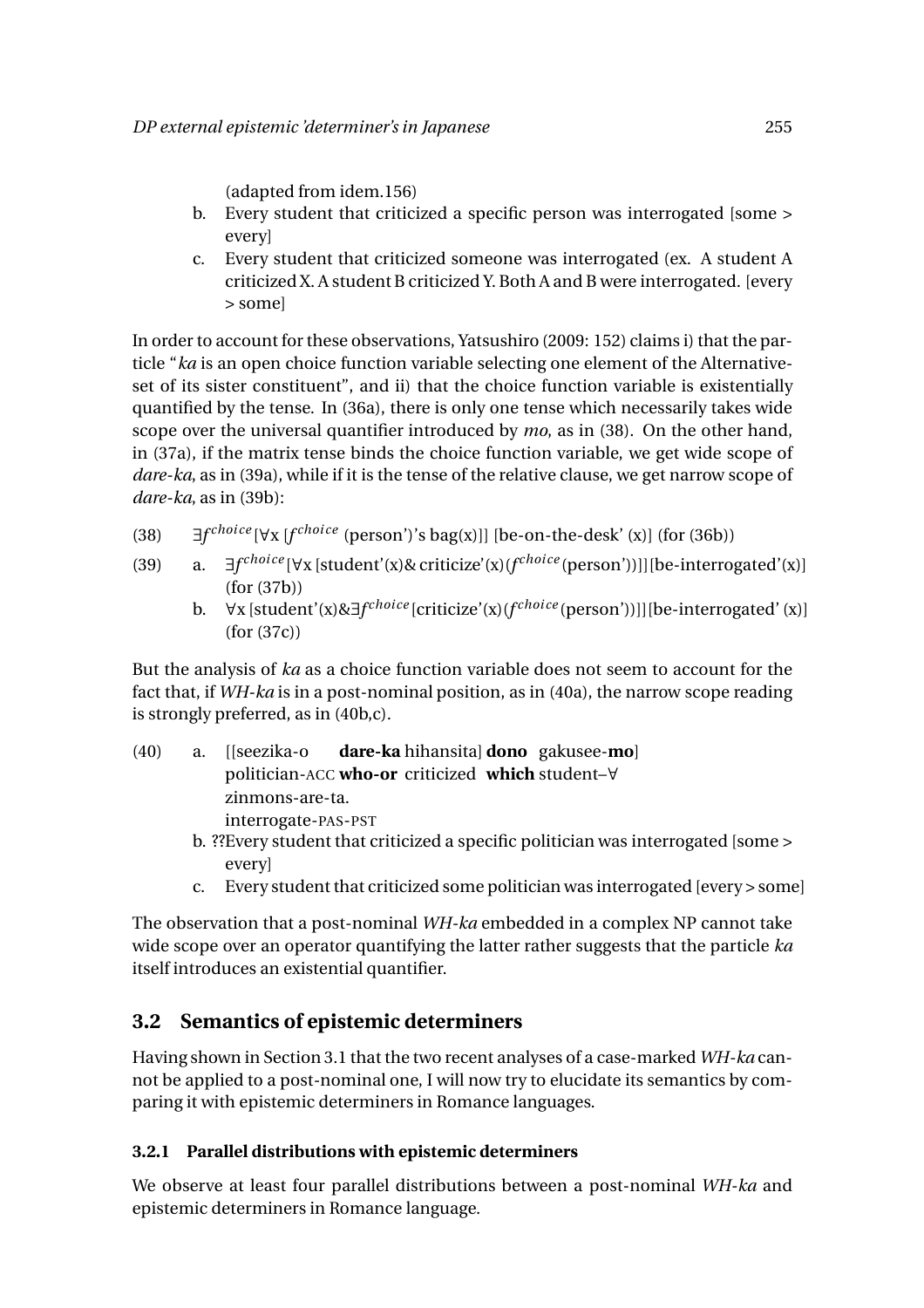(adapted from idem.156)

b. Every student that criticized a specific person was interrogated [some > every]

c. Every student that criticized someone was interrogated (ex. A student A criticized X. A student B criticized Y. Both A and B were interrogated. [every > some]

In order to account for these observations, Yatsushiro (2009: 152) claims i) that the particle "*ka* is an open choice function variable selecting one element of the Alternative-set of its sister constituent", and ii) that the choice function variable is existentially quantified by the tense. In (36a), there is only one tense which necessarily takes wide scope over the universal quantifier introduced by *mo*, as in (38). On the other hand, in (37a), if the matrix tense binds the choice function variable, we get wide scope of *dare-ka*, as in (39a), while if it is the tense of the relative clause, we get narrow scope of *dare-ka*, as in (39b):

(38) $\exists f^{choice}$[∀x [$f^{choice}$ (person')'s bag(x)]] [be-on-the-desk' (x)] (for (36b))

(39) a. $\exists f^{choice}$[∀x [student'(x)& criticize'(x)($f^{choice}$(person'))]][be-interrogated'(x)] (for (37b))

b. ∀x [student'(x)&$\exists f^{choice}$[criticize'(x)($f^{choice}$(person'))]][be-interrogated' (x)] (for (37c))

But the analysis of *ka* as a choice function variable does not seem to account for the fact that, if *WH-ka* is in a post-nominal position, as in (40a), the narrow scope reading is strongly preferred, as in (40b,c).

(40) a. [[seezika-o **dare-ka** hihansita] **dono** gakusee-**mo**]
politician-ACC **who-or** criticized **which** student–∀
zinmons-are-ta.
interrogate-PAS-PST

b. ??Every student that criticized a specific politician was interrogated [some > every]

c. Every student that criticized some politician was interrogated [every > some]

The observation that a post-nominal *WH-ka* embedded in a complex NP cannot take wide scope over an operator quantifying the latter rather suggests that the particle *ka* itself introduces an existential quantifier.

## 3.2 Semantics of epistemic determiners

Having shown in Section 3.1 that the two recent analyses of a case-marked *WH-ka* cannot be applied to a post-nominal one, I will now try to elucidate its semantics by comparing it with epistemic determiners in Romance languages.

### 3.2.1 Parallel distributions with epistemic determiners

We observe at least four parallel distributions between a post-nominal *WH-ka* and epistemic determiners in Romance language.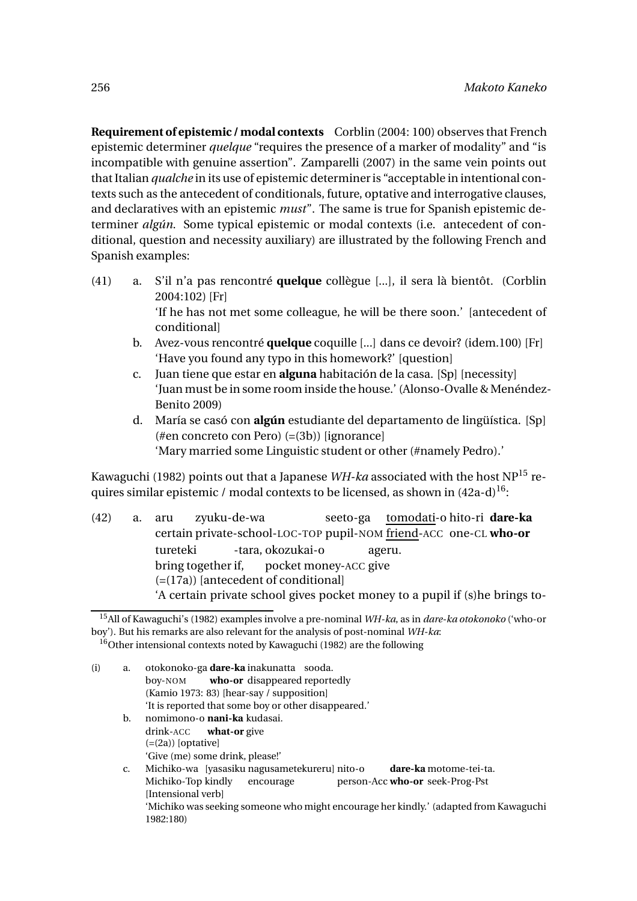**Requirement of epistemic / modal contexts** Corblin (2004: 100) observes that French epistemic determiner *quelque* "requires the presence of a marker of modality" and "is incompatible with genuine assertion". Zamparelli (2007) in the same vein points out that Italian *qualche* in its use of epistemic determiner is "acceptable in intentional contexts such as the antecedent of conditionals, future, optative and interrogative clauses, and declaratives with an epistemic *must*". The same is true for Spanish epistemic determiner *algún*. Some typical epistemic or modal contexts (i.e. antecedent of conditional, question and necessity auxiliary) are illustrated by the following French and Spanish examples:

(41) a. S'il n'a pas rencontré **quelque** collègue [...], il sera là bientôt. (Corblin 2004:102) [Fr]
'If he has not met some colleague, he will be there soon.' [antecedent of conditional]

b. Avez-vous rencontré **quelque** coquille [...] dans ce devoir? (idem.100) [Fr]
'Have you found any typo in this homework?' [question]

c. Juan tiene que estar en **alguna** habitación de la casa. [Sp] [necessity]
'Juan must be in some room inside the house.' (Alonso-Ovalle & Menéndez-Benito 2009)

d. María se casó con **algún** estudiante del departamento de lingüística. [Sp] (#en concreto con Pero) (=(3b)) [ignorance]
'Mary married some Linguistic student or other (#namely Pedro).'

Kawaguchi (1982) points out that a Japanese *WH-ka* associated with the host NP[15] requires similar epistemic / modal contexts to be licensed, as shown in (42a-d)[16]:

(42) a. aru zyuku-de-wa seeto-ga <u>tomodati</u>-o hito-ri **dare-ka**
certain private-school-LOC-TOP pupil-NOM <u>friend</u>-ACC one-CL **who-or**
tureteki -tara, okozukai-o ageru.
bring together if, pocket money-ACC give
(=(17a)) [antecedent of conditional]
'A certain private school gives pocket money to a pupil if (s)he brings to-

[15] All of Kawaguchi's (1982) examples involve a pre-nominal *WH-ka*, as in *dare-ka otokonoko* ('who-or boy'). But his remarks are also relevant for the analysis of post-nominal *WH-ka*:

[16] Other intensional contexts noted by Kawaguchi (1982) are the following

(i) a. otokonoko-ga **dare-ka** inakunatta sooda.
boy-NOM **who-or** disappeared reportedly
(Kamio 1973: 83) [hear-say / supposition]
'It is reported that some boy or other disappeared.'

b. nomimono-o **nani-ka** kudasai.
drink-ACC **what-or** give
(=(2a)) [optative]
'Give (me) some drink, please!'

c. Michiko-wa [yasasiku nagusametekureru] nito-o **dare-ka** motome-tei-ta.
Michiko-Top kindly encourage person-Acc **who-or** seek-Prog-Pst
[Intensional verb]
'Michiko was seeking someone who might encourage her kindly.' (adapted from Kawaguchi 1982:180)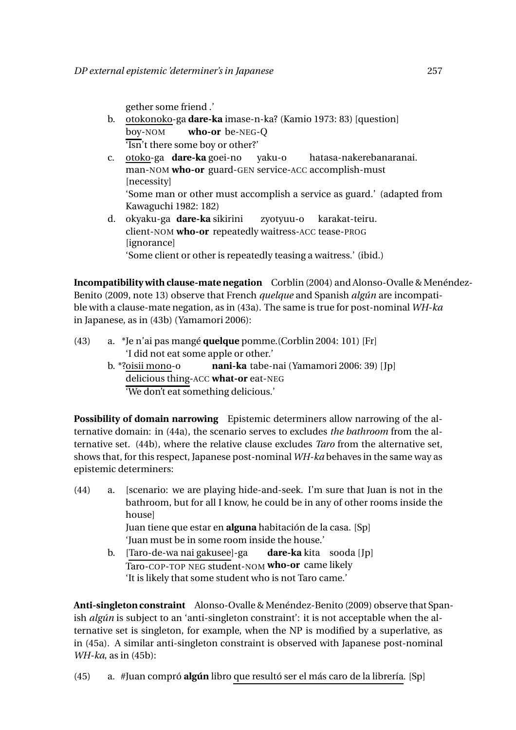gether some friend .'

b. otokonoko-ga **dare-ka** imase-n-ka? (Kamio 1973: 83) [question]
   boy-NOM **who-or** be-NEG-Q
   'Isn't there some boy or other?'

c. otoko-ga **dare-ka** goei-no yaku-o hatasa-nakerebanaranai.
   man-NOM **who-or** guard-GEN service-ACC accomplish-must
   [necessity]
   'Some man or other must accomplish a service as guard.' (adapted from Kawaguchi 1982: 182)

d. okyaku-ga **dare-ka** sikirini zyotyuu-o karakat-teiru.
   client-NOM **who-or** repeatedly waitress-ACC tease-PROG
   [ignorance]
   'Some client or other is repeatedly teasing a waitress.' (ibid.)

**Incompatibility with clause-mate negation** Corblin (2004) and Alonso-Ovalle & Menéndez-Benito (2009, note 13) observe that French *quelque* and Spanish *algún* are incompatible with a clause-mate negation, as in (43a). The same is true for post-nominal *WH-ka* in Japanese, as in (43b) (Yamamori 2006):

(43) a. *Je n'ai pas mangé **quelque** pomme.(Corblin 2004: 101) [Fr]
   'I did not eat some apple or other.'

b. *?oisii mono-o **nani-ka** tabe-nai (Yamamori 2006: 39) [Jp]
   delicious thing-ACC **what-or** eat-NEG
   'We don't eat something delicious.'

**Possibility of domain narrowing** Epistemic determiners allow narrowing of the alternative domain: in (44a), the scenario serves to excludes *the bathroom* from the alternative set. (44b), where the relative clause excludes *Taro* from the alternative set, shows that, for this respect, Japanese post-nominal *WH-ka* behaves in the same way as epistemic determiners:

(44) a. [scenario: we are playing hide-and-seek. I'm sure that Juan is not in the bathroom, but for all I know, he could be in any of other rooms inside the house]
   Juan tiene que estar en **alguna** habitación de la casa. [Sp]
   'Juan must be in some room inside the house.'

b. [Taro-de-wa nai gakusee]-ga **dare-ka** kita sooda [Jp]
   Taro-COP-TOP NEG student-NOM **who-or** came likely
   'It is likely that some student who is not Taro came.'

**Anti-singleton constraint** Alonso-Ovalle & Menéndez-Benito (2009) observe that Spanish *algún* is subject to an 'anti-singleton constraint': it is not acceptable when the alternative set is singleton, for example, when the NP is modified by a superlative, as in (45a). A similar anti-singleton constraint is observed with Japanese post-nominal *WH-ka*, as in (45b):

(45) a. #Juan compró **algún** libro que resultó ser el más caro de la librería. [Sp]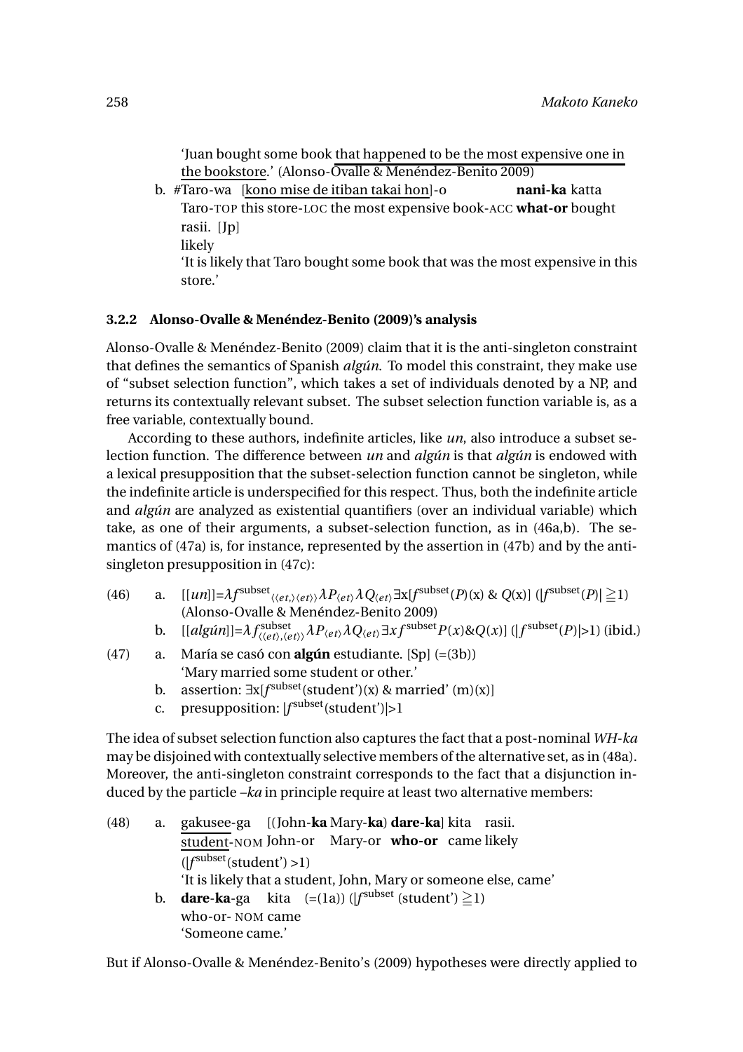'Juan bought some book <u>that happened to be the most expensive one in the bookstore</u>.' (Alonso-Ovalle & Menéndez-Benito 2009)

b. #Taro-wa [<u>kono mise de itiban takai hon</u>]-o **nani-ka** katta rasii. [Jp]
Taro-TOP this store-LOC the most expensive book-ACC **what-or** bought likely
'It is likely that Taro bought some book that was the most expensive in this store.'

### 3.2.2 Alonso-Ovalle & Menéndez-Benito (2009)'s analysis

Alonso-Ovalle & Menéndez-Benito (2009) claim that it is the anti-singleton constraint that defines the semantics of Spanish *algún*. To model this constraint, they make use of "subset selection function", which takes a set of individuals denoted by a NP, and returns its contextually relevant subset. The subset selection function variable is, as a free variable, contextually bound.

According to these authors, indefinite articles, like *un*, also introduce a subset selection function. The difference between *un* and *algún* is that *algún* is endowed with a lexical presupposition that the subset-selection function cannot be singleton, while the indefinite article is underspecified for this respect. Thus, both the indefinite article and *algún* are analyzed as existential quantifiers (over an individual variable) which take, as one of their arguments, a subset-selection function, as in (46a,b). The semantics of (47a) is, for instance, represented by the assertion in (47b) and by the anti-singleton presupposition in (47c):

(46) a. $[[un]]=\lambda f^{\text{subset}}{}_{\langle\langle et,\rangle\langle et\rangle\rangle}\lambda P_{\langle et\rangle}\lambda Q_{\langle et\rangle}\exists x[f^{\text{subset}}(P)(x)\ \&\ Q(x)]\ (|f^{\text{subset}}(P)|\geqq 1)$ (Alonso-Ovalle & Menéndez-Benito 2009)

b. $[[algún]]=\lambda f^{\text{subset}}_{\langle\langle et\rangle,\langle et\rangle\rangle}\lambda P_{\langle et\rangle}\lambda Q_{\langle et\rangle}\exists x f^{\text{subset}}P(x)\&Q(x)]\ (|f^{\text{subset}}(P)|>1)$ (ibid.)

(47) a. María se casó con **algún** estudiante. [Sp] (=(3b))
'Mary married some student or other.'

b. assertion: $\exists x[f^{\text{subset}}(\text{student}')(x)\ \&\ \text{married}'\ (m)(x)]$

c. presupposition: $|f^{\text{subset}}(\text{student}')|>1$

The idea of subset selection function also captures the fact that a post-nominal *WH-ka* may be disjoined with contextually selective members of the alternative set, as in (48a). Moreover, the anti-singleton constraint corresponds to the fact that a disjunction induced by the particle *–ka* in principle require at least two alternative members:

(48) a. <u>gakusee</u>-ga [(John-**ka** Mary-**ka**) **dare-ka**] kita rasii.
<u>student</u>-NOM John-or Mary-or **who-or** came likely
$(|f^{\text{subset}}(\text{student}')>1)$
'It is likely that a student, John, Mary or someone else, came'

b. **dare**-**ka**-ga kita (=(1a)) $(|f^{\text{subset}}\ (\text{student}')\geqq 1)$
who-or- NOM came
'Someone came.'

But if Alonso-Ovalle & Menéndez-Benito's (2009) hypotheses were directly applied to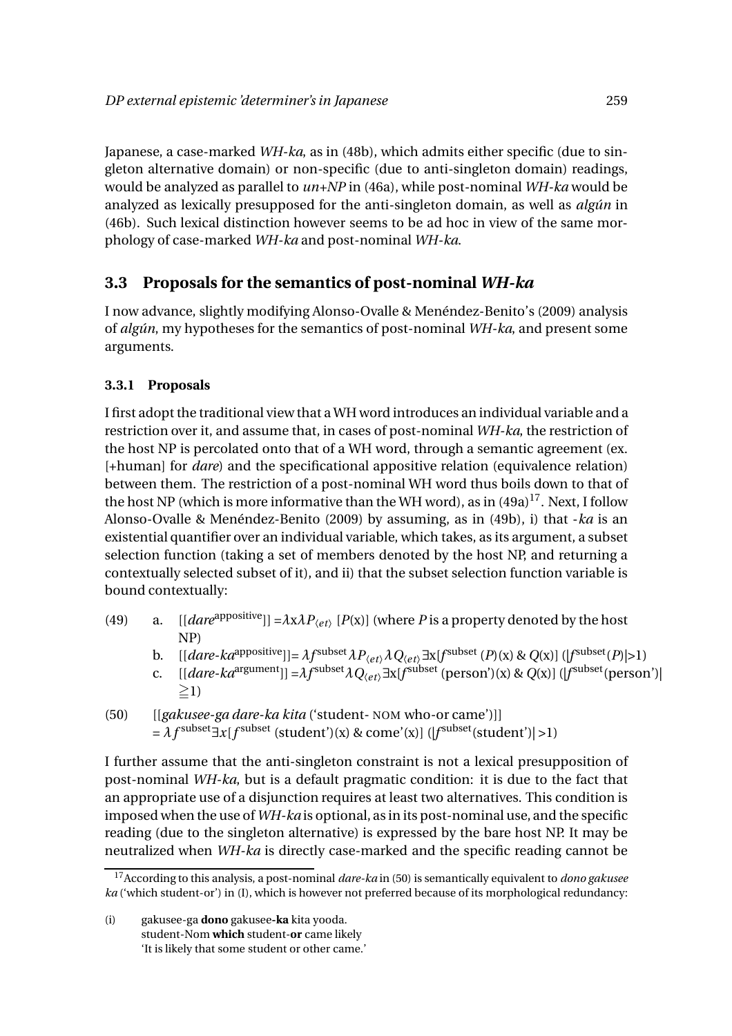Japanese, a case-marked *WH-ka*, as in (48b), which admits either specific (due to singleton alternative domain) or non-specific (due to anti-singleton domain) readings, would be analyzed as parallel to *un+NP* in (46a), while post-nominal *WH-ka* would be analyzed as lexically presupposed for the anti-singleton domain, as well as *algún* in (46b). Such lexical distinction however seems to be ad hoc in view of the same morphology of case-marked *WH-ka* and post-nominal *WH-ka*.

## 3.3 Proposals for the semantics of post-nominal *WH-ka*

I now advance, slightly modifying Alonso-Ovalle & Menéndez-Benito's (2009) analysis of *algún*, my hypotheses for the semantics of post-nominal *WH-ka*, and present some arguments.

### 3.3.1 Proposals

I first adopt the traditional view that a WH word introduces an individual variable and a restriction over it, and assume that, in cases of post-nominal *WH-ka*, the restriction of the host NP is percolated onto that of a WH word, through a semantic agreement (ex. [+human] for *dare*) and the specificational appositive relation (equivalence relation) between them. The restriction of a post-nominal WH word thus boils down to that of the host NP (which is more informative than the WH word), as in (49a)[17]. Next, I follow Alonso-Ovalle & Menéndez-Benito (2009) by assuming, as in (49b), i) that *-ka* is an existential quantifier over an individual variable, which takes, as its argument, a subset selection function (taking a set of members denoted by the host NP, and returning a contextually selected subset of it), and ii) that the subset selection function variable is bound contextually:

(49) a. $[[dare^{\text{appositive}}]] = \lambda x \lambda P_{\langle et \rangle}\ [P(x)]$ (where $P$ is a property denoted by the host NP)

b. $[[dare\text{-}ka^{\text{appositive}}]] = \lambda f^{\text{subset}} \lambda P_{\langle et \rangle} \lambda Q_{\langle et \rangle} \exists x [f^{\text{subset}}(P)(x)\ \&\ Q(x)]\ (|f^{\text{subset}}(P)| > 1)$

c. $[[dare\text{-}ka^{\text{argument}}]] = \lambda f^{\text{subset}} \lambda Q_{\langle et \rangle} \exists x [f^{\text{subset}}(\text{person}')(x)\ \&\ Q(x)]\ (|f^{\text{subset}}(\text{person}')| \geqq 1)$

(50) [[*gakusee-ga dare-ka kita* ('student- NOM who-or came')]]
$= \lambda f^{\text{subset}} \exists x [f^{\text{subset}}(\text{student}')(x)\ \&\ \text{come}'(x)]\ (|f^{\text{subset}}(\text{student}')| > 1)$

I further assume that the anti-singleton constraint is not a lexical presupposition of post-nominal *WH-ka*, but is a default pragmatic condition: it is due to the fact that an appropriate use of a disjunction requires at least two alternatives. This condition is imposed when the use of *WH-ka* is optional, as in its post-nominal use, and the specific reading (due to the singleton alternative) is expressed by the bare host NP. It may be neutralized when *WH-ka* is directly case-marked and the specific reading cannot be

[17] According to this analysis, a post-nominal *dare-ka* in (50) is semantically equivalent to *dono gakusee ka* ('which student-or') in (I), which is however not preferred because of its morphological redundancy:

(i) gakusee-ga **dono** gakusee-**ka** kita yooda.
student-Nom **which** student-**or** came likely
'It is likely that some student or other came.'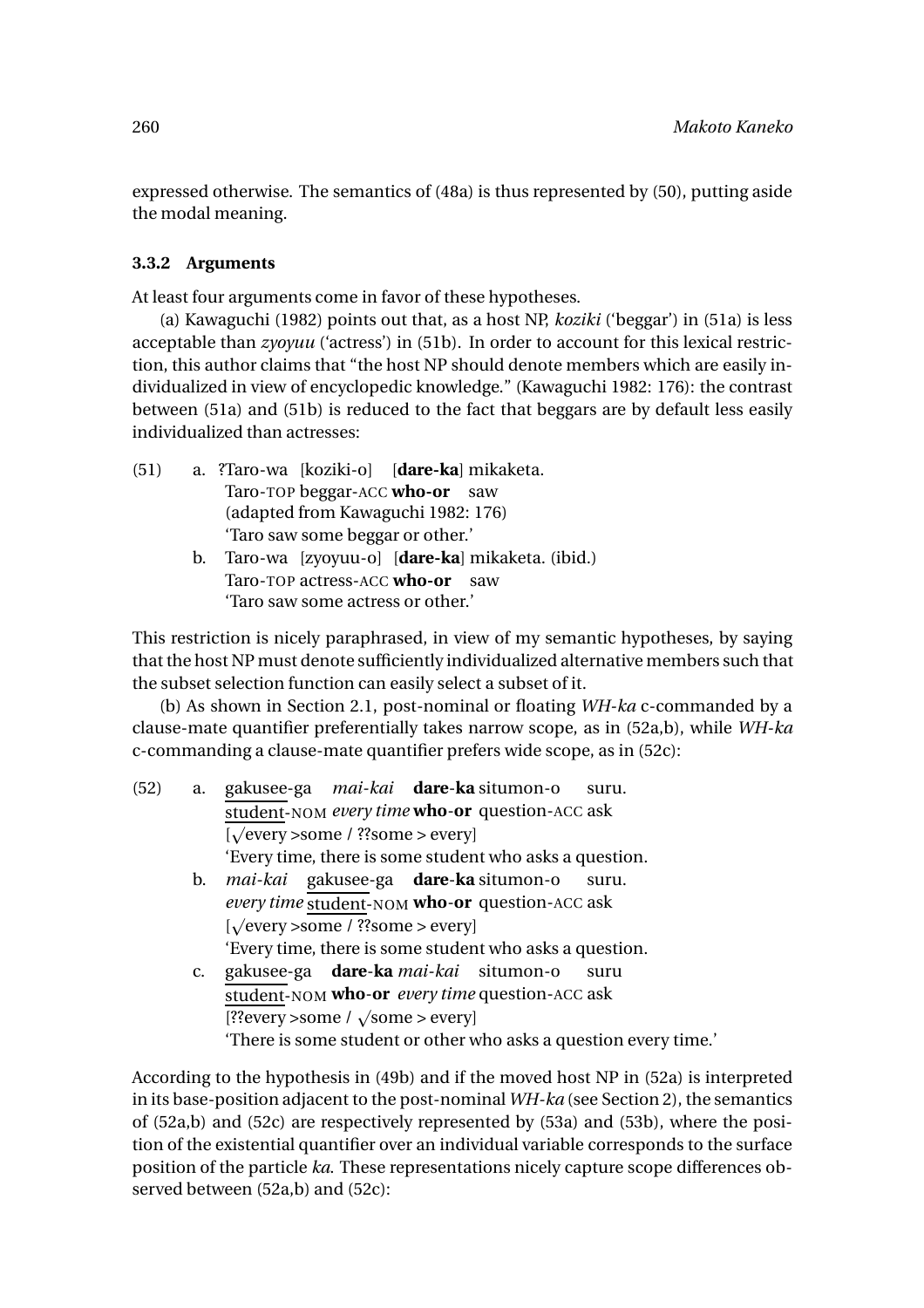expressed otherwise. The semantics of (48a) is thus represented by (50), putting aside the modal meaning.

### 3.3.2 Arguments

At least four arguments come in favor of these hypotheses.

(a) Kawaguchi (1982) points out that, as a host NP, *koziki* ('beggar') in (51a) is less acceptable than *zyoyuu* ('actress') in (51b). In order to account for this lexical restriction, this author claims that "the host NP should denote members which are easily individualized in view of encyclopedic knowledge." (Kawaguchi 1982: 176): the contrast between (51a) and (51b) is reduced to the fact that beggars are by default less easily individualized than actresses:

(51) a. ?Taro-wa [koziki-o] [**dare-ka**] mikaketa.
Taro-TOP beggar-ACC **who-or** saw
(adapted from Kawaguchi 1982: 176)
'Taro saw some beggar or other.'

b. Taro-wa [zyoyuu-o] [**dare-ka**] mikaketa. (ibid.)
Taro-TOP actress-ACC **who-or** saw
'Taro saw some actress or other.'

This restriction is nicely paraphrased, in view of my semantic hypotheses, by saying that the host NP must denote sufficiently individualized alternative members such that the subset selection function can easily select a subset of it.

(b) As shown in Section 2.1, post-nominal or floating *WH-ka* c-commanded by a clause-mate quantifier preferentially takes narrow scope, as in (52a,b), while *WH-ka* c-commanding a clause-mate quantifier prefers wide scope, as in (52c):

(52) a. gakusee-ga *mai-kai* **dare-ka** situmon-o suru.
student-NOM *every time* **who-or** question-ACC ask
[√every >some / ??some > every]
'Every time, there is some student who asks a question.

b. *mai-kai* gakusee-ga **dare-ka** situmon-o suru.
*every time* student-NOM **who-or** question-ACC ask
[√every >some / ??some > every]
'Every time, there is some student who asks a question.

c. gakusee-ga **dare-ka** *mai-kai* situmon-o suru
student-NOM **who-or** *every time* question-ACC ask
[??every >some / √some > every]
'There is some student or other who asks a question every time.'

According to the hypothesis in (49b) and if the moved host NP in (52a) is interpreted in its base-position adjacent to the post-nominal *WH-ka* (see Section 2), the semantics of (52a,b) and (52c) are respectively represented by (53a) and (53b), where the position of the existential quantifier over an individual variable corresponds to the surface position of the particle *ka*. These representations nicely capture scope differences observed between (52a,b) and (52c):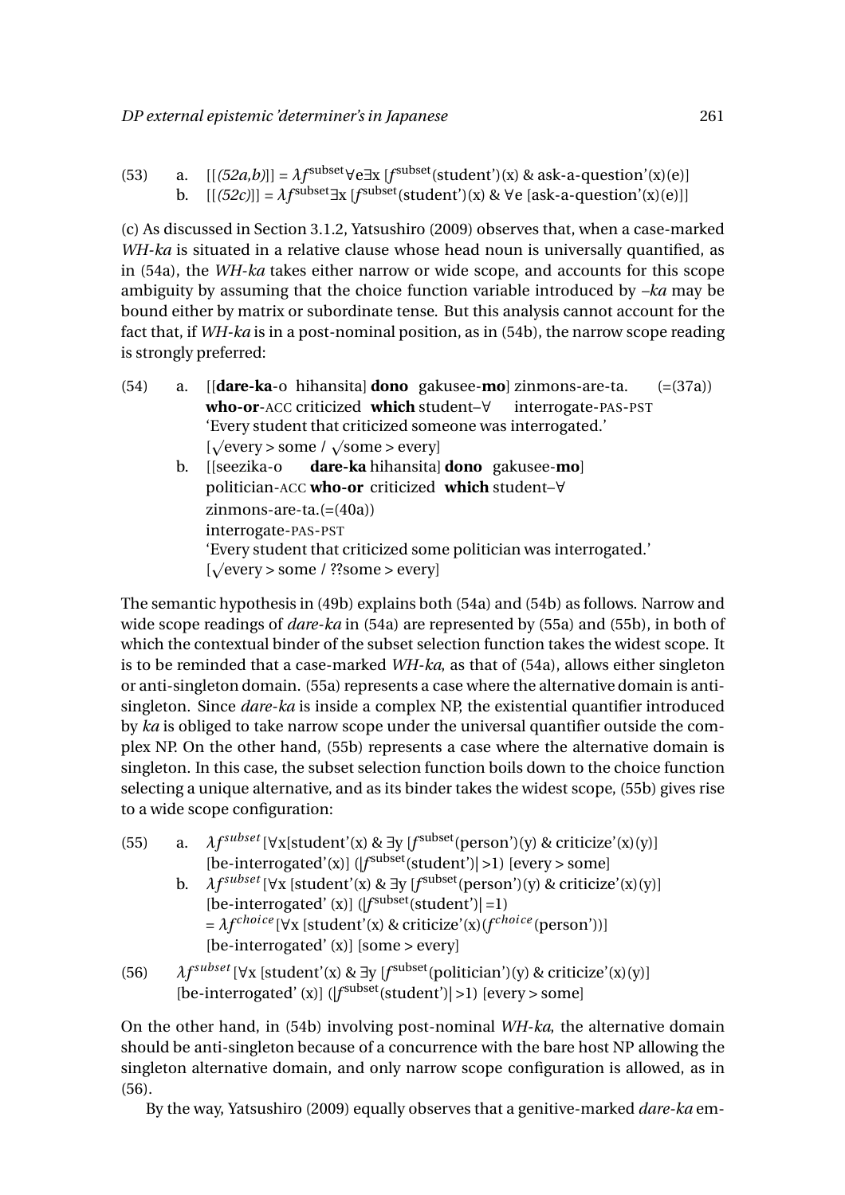(53) a. $[[(52a,b)]] = \lambda f^{\text{subset}}\forall e\exists x\ [f^{\text{subset}}(\text{student'})(x)\ \&\ \text{ask-a-question'}(x)(e)]$
b. $[[(52c)]] = \lambda f^{\text{subset}}\exists x\ [f^{\text{subset}}(\text{student'})(x)\ \&\ \forall e\ [\text{ask-a-question'}(x)(e)]]$

(c) As discussed in Section 3.1.2, Yatsushiro (2009) observes that, when a case-marked *WH-ka* is situated in a relative clause whose head noun is universally quantified, as in (54a), the *WH-ka* takes either narrow or wide scope, and accounts for this scope ambiguity by assuming that the choice function variable introduced by *–ka* may be bound either by matrix or subordinate tense. But this analysis cannot account for the fact that, if *WH-ka* is in a post-nominal position, as in (54b), the narrow scope reading is strongly preferred:

(54) a. [[**dare-ka**-o hihansita] **dono** gakusee-**mo**] zinmons-are-ta. (=(37a))
**who-or**-ACC criticized **which** student–∀ interrogate-PAS-PST
'Every student that criticized someone was interrogated.'
[√every > some / √some > every]

b. [[seezika-o **dare-ka** hihansita] **dono** gakusee-**mo**]
politician-ACC **who-or** criticized **which** student–∀
zinmons-are-ta.(=(40a))
interrogate-PAS-PST
'Every student that criticized some politician was interrogated.'
[√every > some / ??some > every]

The semantic hypothesis in (49b) explains both (54a) and (54b) as follows. Narrow and wide scope readings of *dare-ka* in (54a) are represented by (55a) and (55b), in both of which the contextual binder of the subset selection function takes the widest scope. It is to be reminded that a case-marked *WH-ka*, as that of (54a), allows either singleton or anti-singleton domain. (55a) represents a case where the alternative domain is anti-singleton. Since *dare-ka* is inside a complex NP, the existential quantifier introduced by *ka* is obliged to take narrow scope under the universal quantifier outside the complex NP. On the other hand, (55b) represents a case where the alternative domain is singleton. In this case, the subset selection function boils down to the choice function selecting a unique alternative, and as its binder takes the widest scope, (55b) gives rise to a wide scope configuration:

(55) a. $\lambda f^{subset}\,[\forall x[\text{student'}(x)\ \&\ \exists y\ [f^{\text{subset}}(\text{person'})(y)\ \&\ \text{criticize'}(x)(y)]$
$[\text{be-interrogated'}(x)]\ (|f^{\text{subset}}(\text{student'})|>1)$ [every > some]

b. $\lambda f^{subset}\,[\forall x\ [\text{student'}(x)\ \&\ \exists y\ [f^{\text{subset}}(\text{person'})(y)\ \&\ \text{criticize'}(x)(y)]$
$[\text{be-interrogated'}\ (x)]\ (|f^{\text{subset}}(\text{student'})|=1)$
$= \lambda f^{choice}\,[\forall x\ [\text{student'}(x)\ \&\ \text{criticize'}(x)(f^{choice}(\text{person'}))]$
$[\text{be-interrogated'}\ (x)]$ [some > every]

(56) $\lambda f^{subset}\,[\forall x\ [\text{student'}(x)\ \&\ \exists y\ [f^{\text{subset}}(\text{politician'})(y)\ \&\ \text{criticize'}(x)(y)]$
$[\text{be-interrogated'}\ (x)]\ (|f^{\text{subset}}(\text{student'})|>1)$ [every > some]

On the other hand, in (54b) involving post-nominal *WH-ka*, the alternative domain should be anti-singleton because of a concurrence with the bare host NP allowing the singleton alternative domain, and only narrow scope configuration is allowed, as in (56).

By the way, Yatsushiro (2009) equally observes that a genitive-marked *dare-ka* em-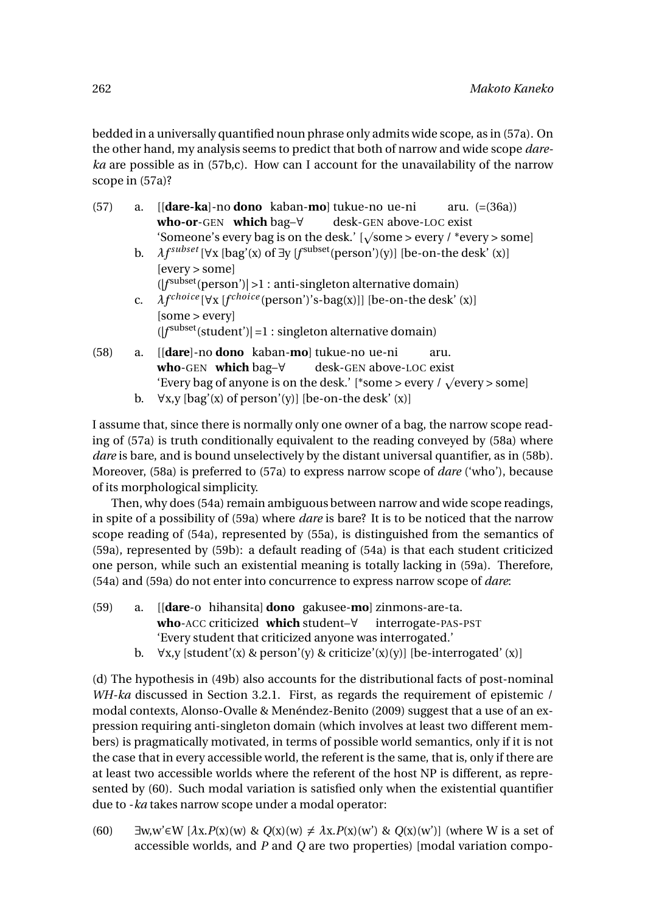bedded in a universally quantified noun phrase only admits wide scope, as in (57a). On the other hand, my analysis seems to predict that both of narrow and wide scope *dare-ka* are possible as in (57b,c). How can I account for the unavailability of the narrow scope in (57a)?

(57) a. [[**dare-ka**]-no **dono** kaban-**mo**] tukue-no ue-ni aru. (=(36a))
**who-or**-GEN **which** bag–∀ desk-GEN above-LOC exist
'Someone's every bag is on the desk.' [√some > every / *every > some]

b. $\lambda f^{subset}$ [$\forall$x [bag'(x) of $\exists$y [$f^{\text{subset}}$(person')(y)] [be-on-the desk' (x)]
[every > some]
($|f^{\text{subset}}$(person')$|$ >1 : anti-singleton alternative domain)

c. $\lambda f^{choice}$ [$\forall$x [$f^{choice}$(person')'s-bag(x)]] [be-on-the desk' (x)]
[some > every]
($|f^{\text{subset}}$(student')$|$ =1 : singleton alternative domain)

(58) a. [[**dare**]-no **dono** kaban-**mo**] tukue-no ue-ni aru.
**who**-GEN **which** bag–∀ desk-GEN above-LOC exist
'Every bag of anyone is on the desk.' [*some > every / √every > some]

b. $\forall$x,y [bag'(x) of person'(y)] [be-on-the desk' (x)]

I assume that, since there is normally only one owner of a bag, the narrow scope reading of (57a) is truth conditionally equivalent to the reading conveyed by (58a) where *dare* is bare, and is bound unselectively by the distant universal quantifier, as in (58b). Moreover, (58a) is preferred to (57a) to express narrow scope of *dare* ('who'), because of its morphological simplicity.

Then, why does (54a) remain ambiguous between narrow and wide scope readings, in spite of a possibility of (59a) where *dare* is bare? It is to be noticed that the narrow scope reading of (54a), represented by (55a), is distinguished from the semantics of (59a), represented by (59b): a default reading of (54a) is that each student criticized one person, while such an existential meaning is totally lacking in (59a). Therefore, (54a) and (59a) do not enter into concurrence to express narrow scope of *dare*:

(59) a. [[**dare**-o hihansita] **dono** gakusee-**mo**] zinmons-are-ta.
**who**-ACC criticized **which** student–∀ interrogate-PAS-PST
'Every student that criticized anyone was interrogated.'

b. $\forall$x,y [student'(x) & person'(y) & criticize'(x)(y)] [be-interrogated' (x)]

(d) The hypothesis in (49b) also accounts for the distributional facts of post-nominal *WH-ka* discussed in Section 3.2.1. First, as regards the requirement of epistemic / modal contexts, Alonso-Ovalle & Menéndez-Benito (2009) suggest that a use of an expression requiring anti-singleton domain (which involves at least two different members) is pragmatically motivated, in terms of possible world semantics, only if it is not the case that in every accessible world, the referent is the same, that is, only if there are at least two accessible worlds where the referent of the host NP is different, as represented by (60). Such modal variation is satisfied only when the existential quantifier due to *-ka* takes narrow scope under a modal operator:

(60) $\exists$w,w'$\in$W [$\lambda$x.$P$(x)(w) & $Q$(x)(w) $\neq$ $\lambda$x.$P$(x)(w') & $Q$(x)(w')] (where W is a set of accessible worlds, and $P$ and $Q$ are two properties) [modal variation compo-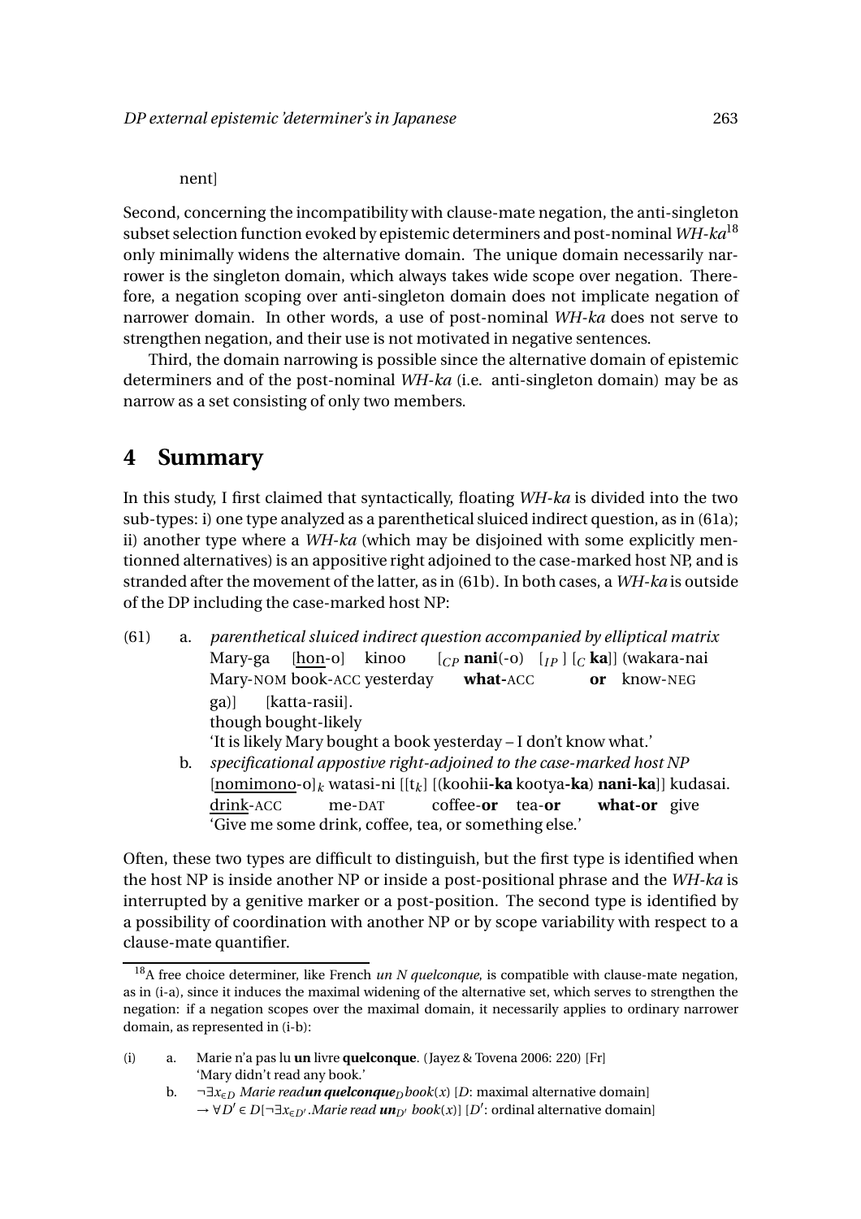nent]

Second, concerning the incompatibility with clause-mate negation, the anti-singleton subset selection function evoked by epistemic determiners and post-nominal *WH-ka*[18] only minimally widens the alternative domain. The unique domain necessarily narrower is the singleton domain, which always takes wide scope over negation. Therefore, a negation scoping over anti-singleton domain does not implicate negation of narrower domain. In other words, a use of post-nominal *WH-ka* does not serve to strengthen negation, and their use is not motivated in negative sentences.

Third, the domain narrowing is possible since the alternative domain of epistemic determiners and of the post-nominal *WH-ka* (i.e. anti-singleton domain) may be as narrow as a set consisting of only two members.

# 4 Summary

In this study, I first claimed that syntactically, floating *WH-ka* is divided into the two sub-types: i) one type analyzed as a parenthetical sluiced indirect question, as in (61a); ii) another type where a *WH-ka* (which may be disjoined with some explicitly mentionned alternatives) is an appositive right adjoined to the case-marked host NP, and is stranded after the movement of the latter, as in (61b). In both cases, a *WH-ka* is outside of the DP including the case-marked host NP:

(61) a. *parenthetical sluiced indirect question accompanied by elliptical matrix*
Mary-ga [hon-o] kinoo [$_{CP}$ **nani**(-o) [$_{IP}$ ] [$_{C}$ **ka**]] (wakara-nai ga)] [katta-rasii].
Mary-NOM book-ACC yesterday **what-**ACC **or** know-NEG though bought-likely
'It is likely Mary bought a book yesterday – I don't know what.'

b. *specificational appostive right-adjoined to the case-marked host NP*
[nomimono-o]$_k$ watasi-ni [[t$_k$] [(koohii-**ka** kootya-**ka**) **nani-ka**]] kudasai.
drink-ACC me-DAT coffee-**or** tea-**or** **what-or** give
'Give me some drink, coffee, tea, or something else.'

Often, these two types are difficult to distinguish, but the first type is identified when the host NP is inside another NP or inside a post-positional phrase and the *WH-ka* is interrupted by a genitive marker or a post-position. The second type is identified by a possibility of coordination with another NP or by scope variability with respect to a clause-mate quantifier.

---

[18] A free choice determiner, like French *un N quelconque*, is compatible with clause-mate negation, as in (i-a), since it induces the maximal widening of the alternative set, which serves to strengthen the negation: if a negation scopes over the maximal domain, it necessarily applies to ordinary narrower domain, as represented in (i-b):

(i) a. Marie n'a pas lu **un** livre **quelconque**. (Jayez & Tovena 2006: 220) [Fr]
'Mary didn't read any book.'

b. $\neg\exists x_{\in D}$ *Marie read* ***un quelconque***$_D$ *book*$(x)$ [$D$: maximal alternative domain]
$\rightarrow \forall D' \in D[\neg\exists x_{\in D'}.$*Marie read* ***un***$_{D'}$ *book*$(x)$] [$D'$: ordinal alternative domain]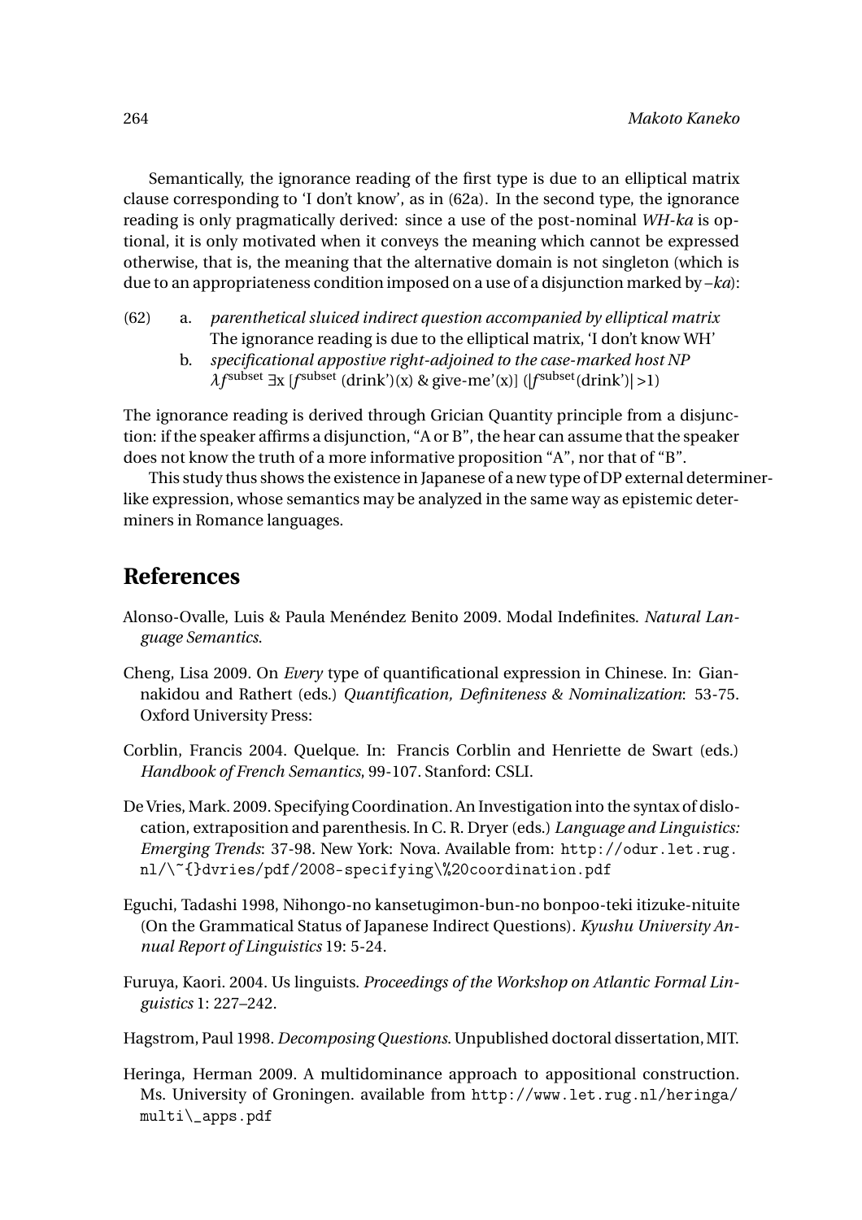Semantically, the ignorance reading of the first type is due to an elliptical matrix clause corresponding to 'I don't know', as in (62a). In the second type, the ignorance reading is only pragmatically derived: since a use of the post-nominal *WH-ka* is optional, it is only motivated when it conveys the meaning which cannot be expressed otherwise, that is, the meaning that the alternative domain is not singleton (which is due to an appropriateness condition imposed on a use of a disjunction marked by *–ka*):

(62) a. *parenthetical sluiced indirect question accompanied by elliptical matrix*
The ignorance reading is due to the elliptical matrix, 'I don't know WH'

b. *specificational appostive right-adjoined to the case-marked host NP*
$\lambda f^{\text{subset}}\ \exists x\ [f^{\text{subset}}\ (\text{drink'})(x)\ \&\ \text{give-me'}(x)]\ (|f^{\text{subset}}(\text{drink'})| > 1)$

The ignorance reading is derived through Grician Quantity principle from a disjunction: if the speaker affirms a disjunction, "A or B", the hear can assume that the speaker does not know the truth of a more informative proposition "A", nor that of "B".

This study thus shows the existence in Japanese of a new type of DP external determiner-like expression, whose semantics may be analyzed in the same way as epistemic determiners in Romance languages.

## References

Alonso-Ovalle, Luis & Paula Menéndez Benito 2009. Modal Indefinites. *Natural Language Semantics*.

Cheng, Lisa 2009. On *Every* type of quantificational expression in Chinese. In: Giannakidou and Rathert (eds.) *Quantification, Definiteness & Nominalization*: 53-75. Oxford University Press:

Corblin, Francis 2004. Quelque. In: Francis Corblin and Henriette de Swart (eds.) *Handbook of French Semantics*, 99-107. Stanford: CSLI.

De Vries, Mark. 2009. Specifying Coordination. An Investigation into the syntax of dislocation, extraposition and parenthesis. In C. R. Dryer (eds.) *Language and Linguistics: Emerging Trends*: 37-98. New York: Nova. Available from: `http://odur.let.rug.nl/\~{}dvries/pdf/2008-specifying\%20coordination.pdf`

Eguchi, Tadashi 1998, Nihongo-no kansetugimon-bun-no bonpoo-teki itizuke-nituite (On the Grammatical Status of Japanese Indirect Questions). *Kyushu University Annual Report of Linguistics* 19: 5-24.

Furuya, Kaori. 2004. Us linguists. *Proceedings of the Workshop on Atlantic Formal Linguistics* 1: 227–242.

Hagstrom, Paul 1998. *Decomposing Questions*. Unpublished doctoral dissertation, MIT.

Heringa, Herman 2009. A multidominance approach to appositional construction. Ms. University of Groningen. available from `http://www.let.rug.nl/heringa/multi\_apps.pdf`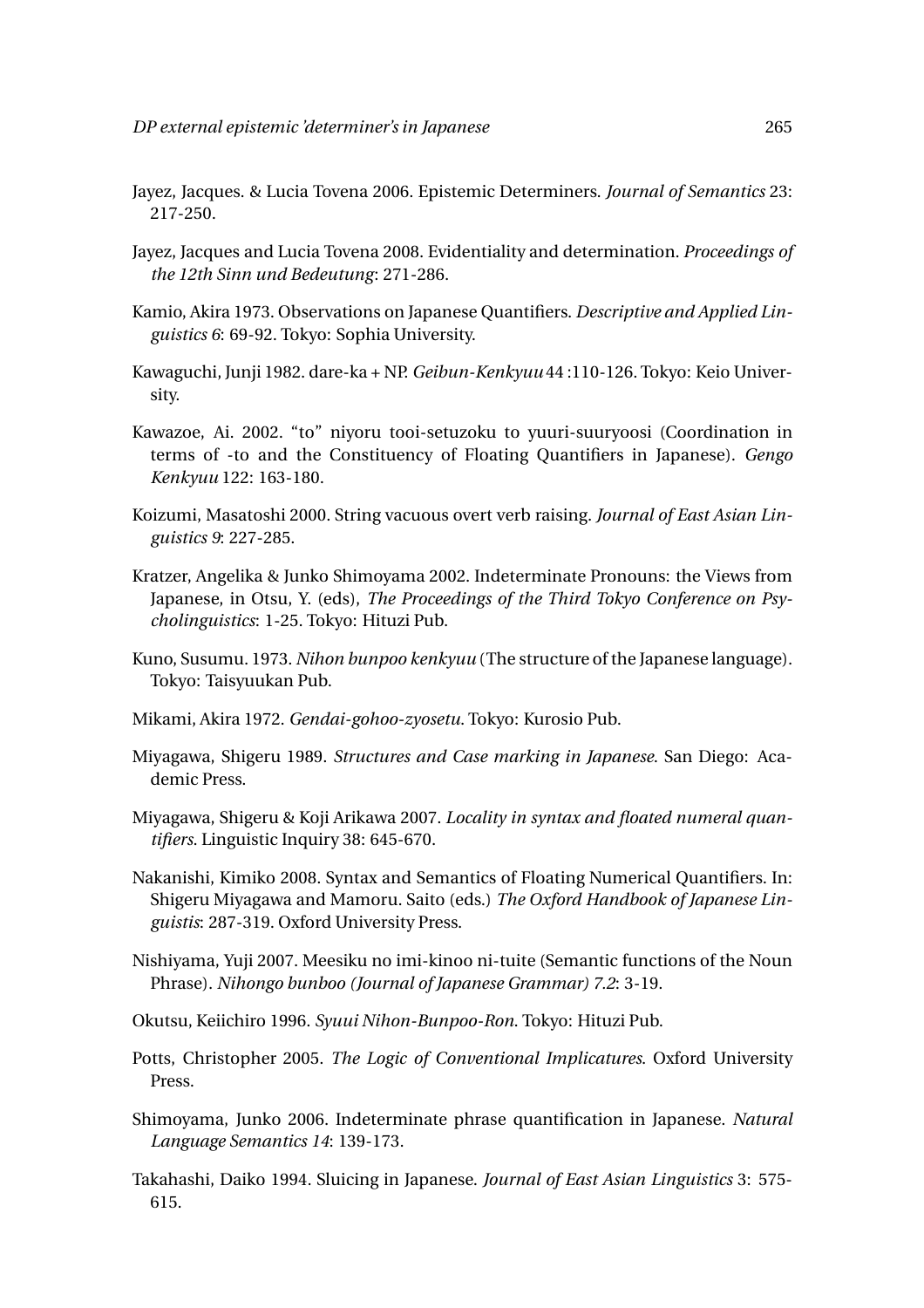Jayez, Jacques. & Lucia Tovena 2006. Epistemic Determiners. *Journal of Semantics* 23: 217-250.

Jayez, Jacques and Lucia Tovena 2008. Evidentiality and determination. *Proceedings of the 12th Sinn und Bedeutung*: 271-286.

Kamio, Akira 1973. Observations on Japanese Quantifiers. *Descriptive and Applied Linguistics 6*: 69-92. Tokyo: Sophia University.

Kawaguchi, Junji 1982. dare-ka + NP. *Geibun-Kenkyuu* 44 :110-126. Tokyo: Keio University.

Kawazoe, Ai. 2002. "to" niyoru tooi-setuzoku to yuuri-suuryoosi (Coordination in terms of -to and the Constituency of Floating Quantifiers in Japanese). *Gengo Kenkyuu* 122: 163-180.

Koizumi, Masatoshi 2000. String vacuous overt verb raising. *Journal of East Asian Linguistics 9*: 227-285.

Kratzer, Angelika & Junko Shimoyama 2002. Indeterminate Pronouns: the Views from Japanese, in Otsu, Y. (eds), *The Proceedings of the Third Tokyo Conference on Psycholinguistics*: 1-25. Tokyo: Hituzi Pub.

Kuno, Susumu. 1973. *Nihon bunpoo kenkyuu* (The structure of the Japanese language). Tokyo: Taisyuukan Pub.

Mikami, Akira 1972. *Gendai-gohoo-zyosetu*. Tokyo: Kurosio Pub.

Miyagawa, Shigeru 1989. *Structures and Case marking in Japanese*. San Diego: Academic Press.

Miyagawa, Shigeru & Koji Arikawa 2007. *Locality in syntax and floated numeral quantifiers*. Linguistic Inquiry 38: 645-670.

Nakanishi, Kimiko 2008. Syntax and Semantics of Floating Numerical Quantifiers. In: Shigeru Miyagawa and Mamoru. Saito (eds.) *The Oxford Handbook of Japanese Linguistis*: 287-319. Oxford University Press.

Nishiyama, Yuji 2007. Meesiku no imi-kinoo ni-tuite (Semantic functions of the Noun Phrase). *Nihongo bunboo (Journal of Japanese Grammar) 7.2*: 3-19.

Okutsu, Keiichiro 1996. *Syuui Nihon-Bunpoo-Ron*. Tokyo: Hituzi Pub.

Potts, Christopher 2005. *The Logic of Conventional Implicatures*. Oxford University Press.

Shimoyama, Junko 2006. Indeterminate phrase quantification in Japanese. *Natural Language Semantics 14*: 139-173.

Takahashi, Daiko 1994. Sluicing in Japanese. *Journal of East Asian Linguistics* 3: 575-615.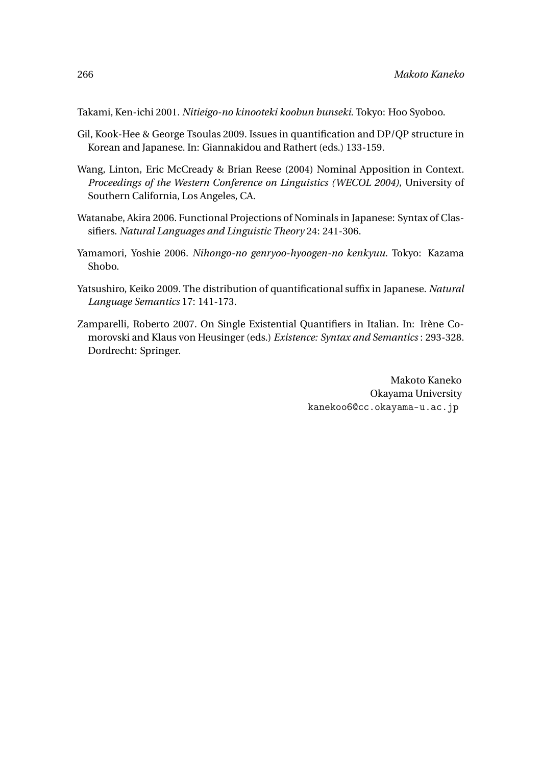Takami, Ken-ichi 2001. *Nitieigo-no kinooteki koobun bunseki*. Tokyo: Hoo Syoboo.

Gil, Kook-Hee & George Tsoulas 2009. Issues in quantification and DP/QP structure in Korean and Japanese. In: Giannakidou and Rathert (eds.) 133-159.

Wang, Linton, Eric McCready & Brian Reese (2004) Nominal Apposition in Context. *Proceedings of the Western Conference on Linguistics (WECOL 2004)*, University of Southern California, Los Angeles, CA.

Watanabe, Akira 2006. Functional Projections of Nominals in Japanese: Syntax of Classifiers. *Natural Languages and Linguistic Theory* 24: 241-306.

Yamamori, Yoshie 2006. *Nihongo-no genryoo-hyoogen-no kenkyuu*. Tokyo: Kazama Shobo.

Yatsushiro, Keiko 2009. The distribution of quantificational suffix in Japanese. *Natural Language Semantics* 17: 141-173.

Zamparelli, Roberto 2007. On Single Existential Quantifiers in Italian. In: Irène Comorovski and Klaus von Heusinger (eds.) *Existence: Syntax and Semantics* : 293-328. Dordrecht: Springer.

Makoto Kaneko
Okayama University
`kanekoo6@cc.okayama-u.ac.jp`